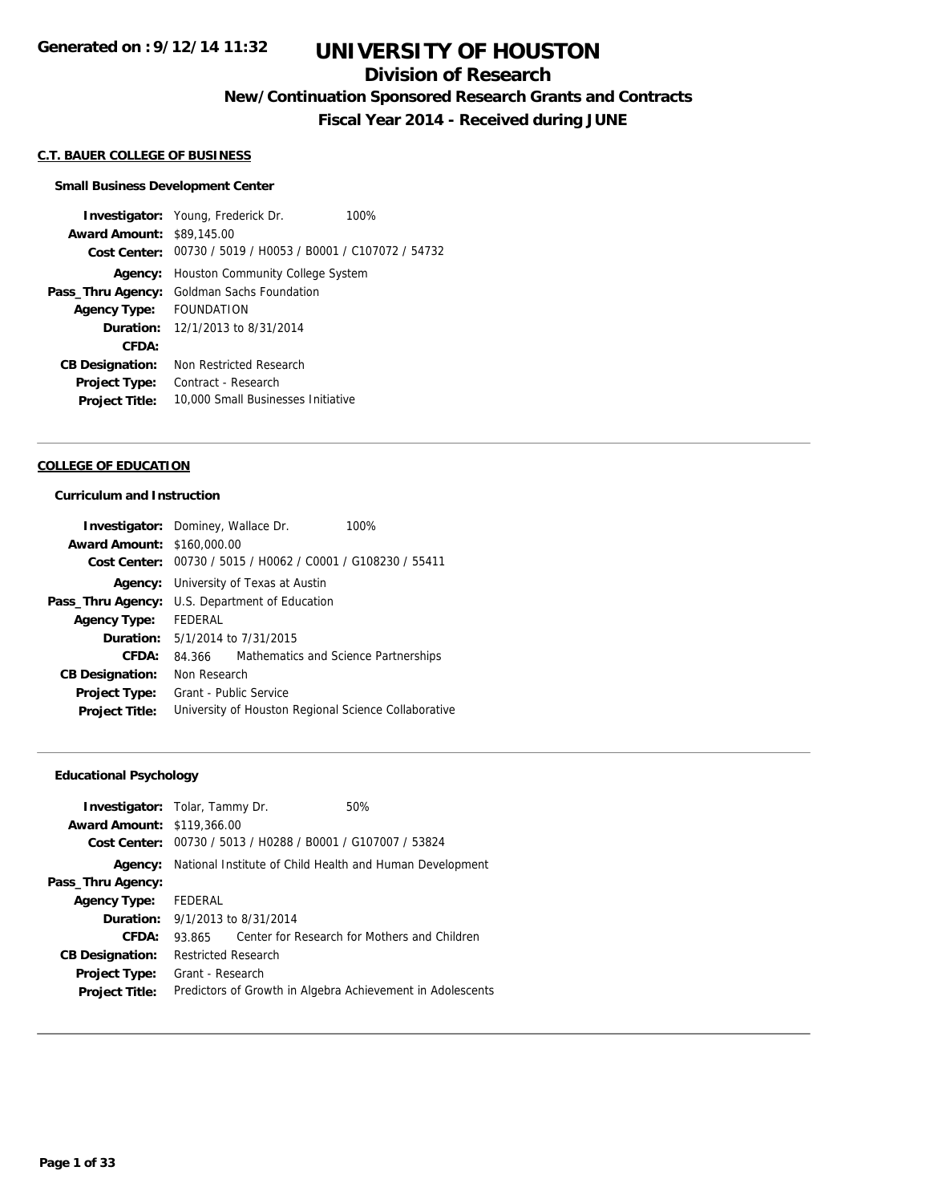Generated on : 9/12/14 11:32

# UNIVERSITY OF HOUSTON

## Division of Research

### New/Continuation Sponsored Research Grants and Contracts

### Fiscal Year 2014 - Received during JUNE

**C.T. BAUER COLLEGE OF BUSINESS**

**Small Business Development Center**

| | | |
|---|---|---|
| **Investigator:** | Young, Frederick Dr. | 100% |
| **Award Amount:** | $89,145.00 | |
| **Cost Center:** | 00730 / 5019 / H0053 / B0001 / C107072 / 54732 | |
| **Agency:** | Houston Community College System | |
| **Pass_Thru Agency:** | Goldman Sachs Foundation | |
| **Agency Type:** | FOUNDATION | |
| **Duration:** | 12/1/2013 to 8/31/2014 | |
| **CFDA:** | | |
| **CB Designation:** | Non Restricted Research | |
| **Project Type:** | Contract - Research | |
| **Project Title:** | 10,000 Small Businesses Initiative | |

---

**COLLEGE OF EDUCATION**

**Curriculum and Instruction**

| | | |
|---|---|---|
| **Investigator:** | Dominey, Wallace Dr. | 100% |
| **Award Amount:** | $160,000.00 | |
| **Cost Center:** | 00730 / 5015 / H0062 / C0001 / G108230 / 55411 | |
| **Agency:** | University of Texas at Austin | |
| **Pass_Thru Agency:** | U.S. Department of Education | |
| **Agency Type:** | FEDERAL | |
| **Duration:** | 5/1/2014 to 7/31/2015 | |
| **CFDA:** | 84.366 Mathematics and Science Partnerships | |
| **CB Designation:** | Non Research | |
| **Project Type:** | Grant - Public Service | |
| **Project Title:** | University of Houston Regional Science Collaborative | |

---

**Educational Psychology**

| | | |
|---|---|---|
| **Investigator:** | Tolar, Tammy Dr. | 50% |
| **Award Amount:** | $119,366.00 | |
| **Cost Center:** | 00730 / 5013 / H0288 / B0001 / G107007 / 53824 | |
| **Agency:** | National Institute of Child Health and Human Development | |
| **Pass_Thru Agency:** | | |
| **Agency Type:** | FEDERAL | |
| **Duration:** | 9/1/2013 to 8/31/2014 | |
| **CFDA:** | 93.865 Center for Research for Mothers and Children | |
| **CB Designation:** | Restricted Research | |
| **Project Type:** | Grant - Research | |
| **Project Title:** | Predictors of Growth in Algebra Achievement in Adolescents | |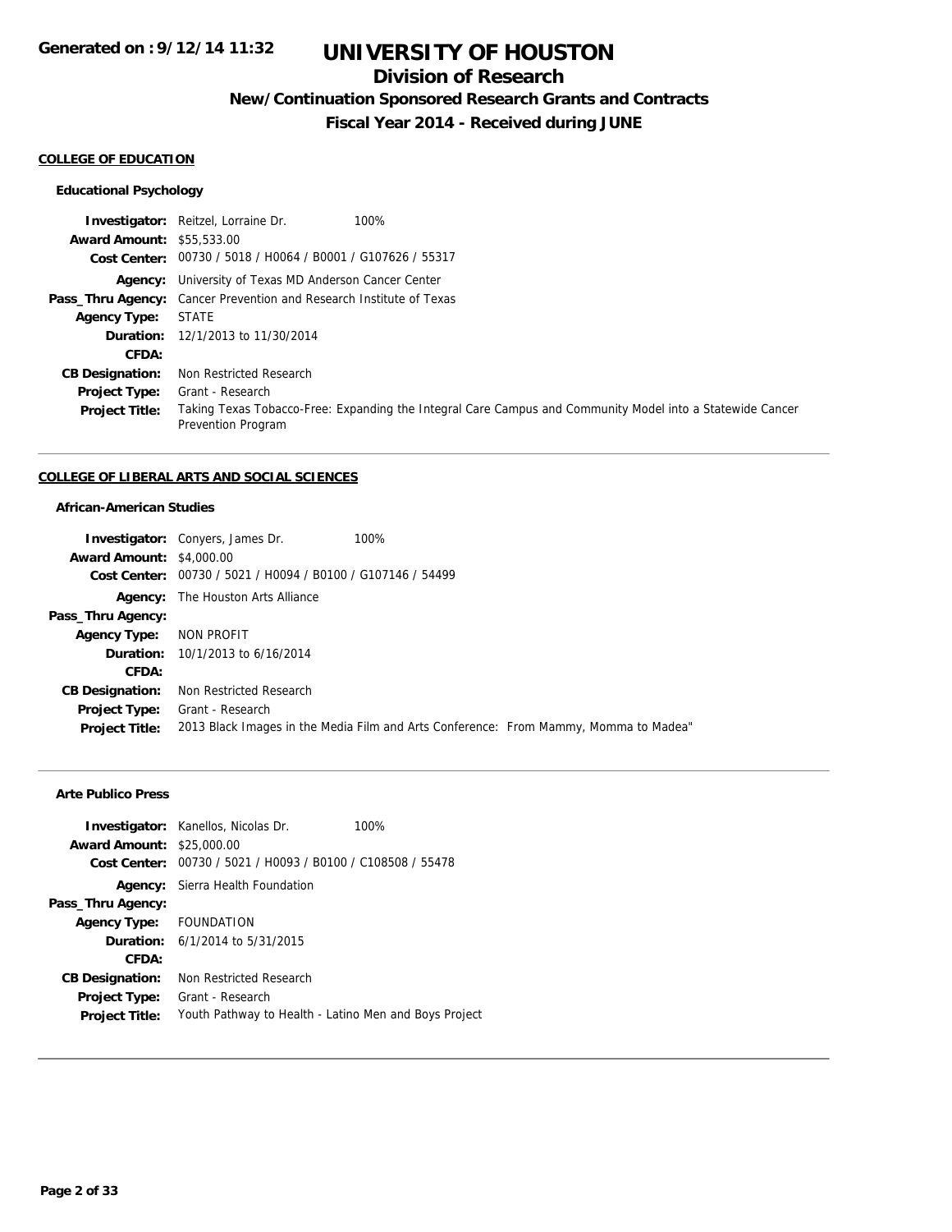# UNIVERSITY OF HOUSTON

## Division of Research

### New/Continuation Sponsored Research Grants and Contracts

### Fiscal Year 2014 - Received during JUNE

#### COLLEGE OF EDUCATION

##### Educational Psychology

**Investigator:** Reitzel, Lorraine Dr. 100%
**Award Amount:** $55,533.00
**Cost Center:** 00730 / 5018 / H0064 / B0001 / G107626 / 55317
**Agency:** University of Texas MD Anderson Cancer Center
**Pass_Thru Agency:** Cancer Prevention and Research Institute of Texas
**Agency Type:** STATE
**Duration:** 12/1/2013 to 11/30/2014
**CFDA:**
**CB Designation:** Non Restricted Research
**Project Type:** Grant - Research
**Project Title:** Taking Texas Tobacco-Free: Expanding the Integral Care Campus and Community Model into a Statewide Cancer Prevention Program

---

#### COLLEGE OF LIBERAL ARTS AND SOCIAL SCIENCES

##### African-American Studies

**Investigator:** Conyers, James Dr. 100%
**Award Amount:** $4,000.00
**Cost Center:** 00730 / 5021 / H0094 / B0100 / G107146 / 54499
**Agency:** The Houston Arts Alliance
**Pass_Thru Agency:**
**Agency Type:** NON PROFIT
**Duration:** 10/1/2013 to 6/16/2014
**CFDA:**
**CB Designation:** Non Restricted Research
**Project Type:** Grant - Research
**Project Title:** 2013 Black Images in the Media Film and Arts Conference: From Mammy, Momma to Madea"

---

##### Arte Publico Press

**Investigator:** Kanellos, Nicolas Dr. 100%
**Award Amount:** $25,000.00
**Cost Center:** 00730 / 5021 / H0093 / B0100 / C108508 / 55478
**Agency:** Sierra Health Foundation
**Pass_Thru Agency:**
**Agency Type:** FOUNDATION
**Duration:** 6/1/2014 to 5/31/2015
**CFDA:**
**CB Designation:** Non Restricted Research
**Project Type:** Grant - Research
**Project Title:** Youth Pathway to Health - Latino Men and Boys Project

---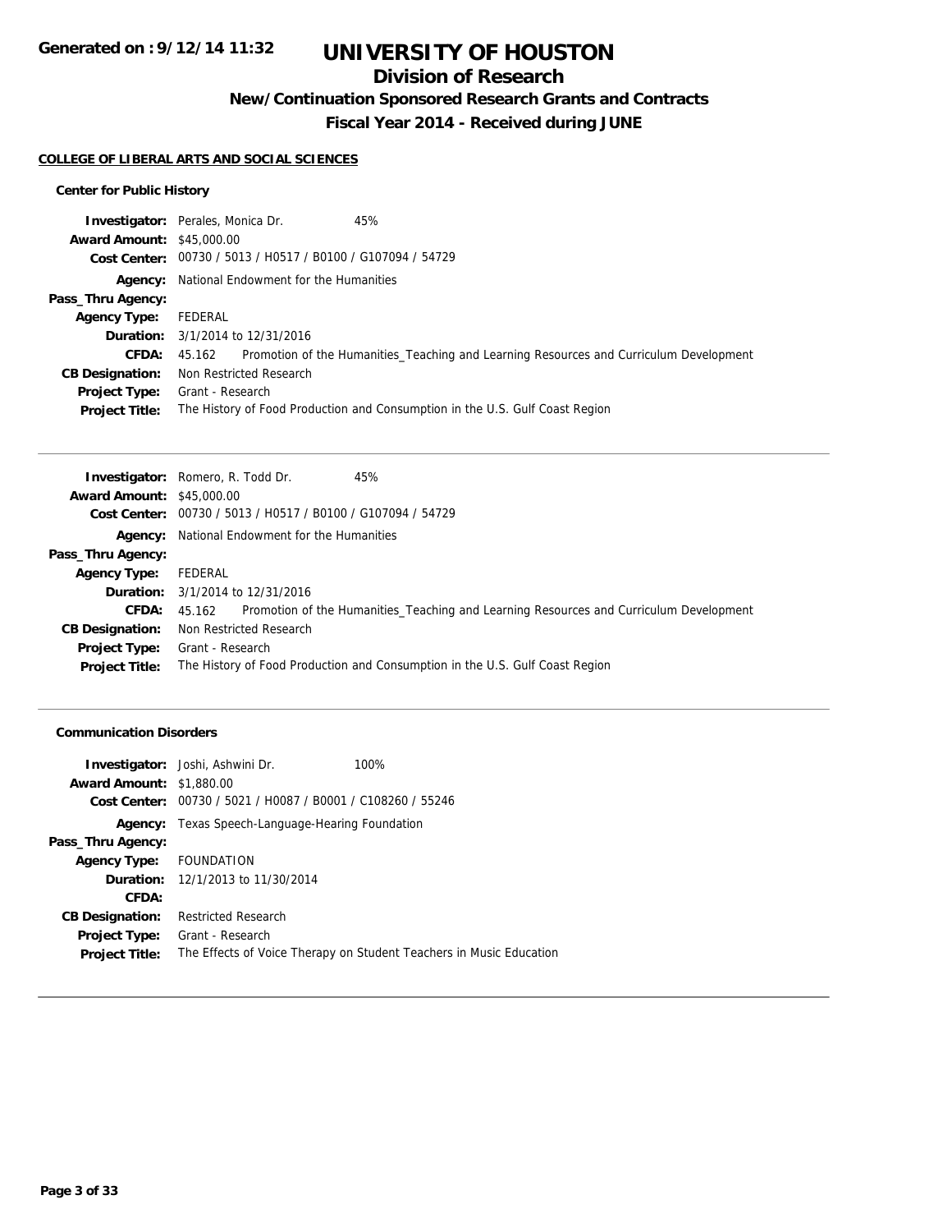# UNIVERSITY OF HOUSTON

## Division of Research

### New/Continuation Sponsored Research Grants and Contracts

### Fiscal Year 2014 - Received during JUNE

**COLLEGE OF LIBERAL ARTS AND SOCIAL SCIENCES**

**Center for Public History**

| | |
|---|---|
| **Investigator:** | Perales, Monica Dr. 45% |
| **Award Amount:** | $45,000.00 |
| **Cost Center:** | 00730 / 5013 / H0517 / B0100 / G107094 / 54729 |
| **Agency:** | National Endowment for the Humanities |
| **Pass_Thru Agency:** | |
| **Agency Type:** | FEDERAL |
| **Duration:** | 3/1/2014 to 12/31/2016 |
| **CFDA:** | 45.162 Promotion of the Humanities_Teaching and Learning Resources and Curriculum Development |
| **CB Designation:** | Non Restricted Research |
| **Project Type:** | Grant - Research |
| **Project Title:** | The History of Food Production and Consumption in the U.S. Gulf Coast Region |

| | |
|---|---|
| **Investigator:** | Romero, R. Todd Dr. 45% |
| **Award Amount:** | $45,000.00 |
| **Cost Center:** | 00730 / 5013 / H0517 / B0100 / G107094 / 54729 |
| **Agency:** | National Endowment for the Humanities |
| **Pass_Thru Agency:** | |
| **Agency Type:** | FEDERAL |
| **Duration:** | 3/1/2014 to 12/31/2016 |
| **CFDA:** | 45.162 Promotion of the Humanities_Teaching and Learning Resources and Curriculum Development |
| **CB Designation:** | Non Restricted Research |
| **Project Type:** | Grant - Research |
| **Project Title:** | The History of Food Production and Consumption in the U.S. Gulf Coast Region |

**Communication Disorders**

| | |
|---|---|
| **Investigator:** | Joshi, Ashwini Dr. 100% |
| **Award Amount:** | $1,880.00 |
| **Cost Center:** | 00730 / 5021 / H0087 / B0001 / C108260 / 55246 |
| **Agency:** | Texas Speech-Language-Hearing Foundation |
| **Pass_Thru Agency:** | |
| **Agency Type:** | FOUNDATION |
| **Duration:** | 12/1/2013 to 11/30/2014 |
| **CFDA:** | |
| **CB Designation:** | Restricted Research |
| **Project Type:** | Grant - Research |
| **Project Title:** | The Effects of Voice Therapy on Student Teachers in Music Education |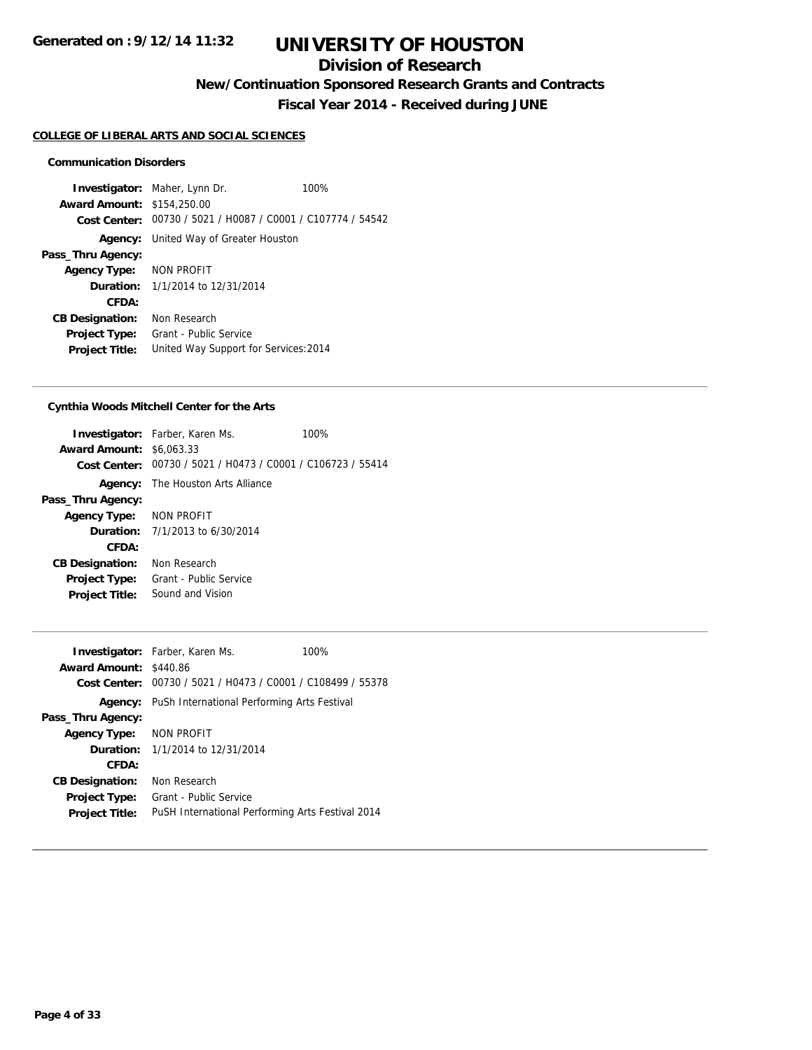**Generated on : 9/12/14 11:32**

# UNIVERSITY OF HOUSTON

## Division of Research

### New/Continuation Sponsored Research Grants and Contracts

### Fiscal Year 2014 - Received during JUNE

**COLLEGE OF LIBERAL ARTS AND SOCIAL SCIENCES**

#### Communication Disorders

**Investigator:** Maher, Lynn Dr. 100%
**Award Amount:** $154,250.00
**Cost Center:** 00730 / 5021 / H0087 / C0001 / C107774 / 54542
**Agency:** United Way of Greater Houston
**Pass_Thru Agency:**
**Agency Type:** NON PROFIT
**Duration:** 1/1/2014 to 12/31/2014
**CFDA:**
**CB Designation:** Non Research
**Project Type:** Grant - Public Service
**Project Title:** United Way Support for Services:2014

---

#### Cynthia Woods Mitchell Center for the Arts

**Investigator:** Farber, Karen Ms. 100%
**Award Amount:** $6,063.33
**Cost Center:** 00730 / 5021 / H0473 / C0001 / C106723 / 55414
**Agency:** The Houston Arts Alliance
**Pass_Thru Agency:**
**Agency Type:** NON PROFIT
**Duration:** 7/1/2013 to 6/30/2014
**CFDA:**
**CB Designation:** Non Research
**Project Type:** Grant - Public Service
**Project Title:** Sound and Vision

---

**Investigator:** Farber, Karen Ms. 100%
**Award Amount:** $440.86
**Cost Center:** 00730 / 5021 / H0473 / C0001 / C108499 / 55378
**Agency:** PuSh International Performing Arts Festival
**Pass_Thru Agency:**
**Agency Type:** NON PROFIT
**Duration:** 1/1/2014 to 12/31/2014
**CFDA:**
**CB Designation:** Non Research
**Project Type:** Grant - Public Service
**Project Title:** PuSH International Performing Arts Festival 2014

---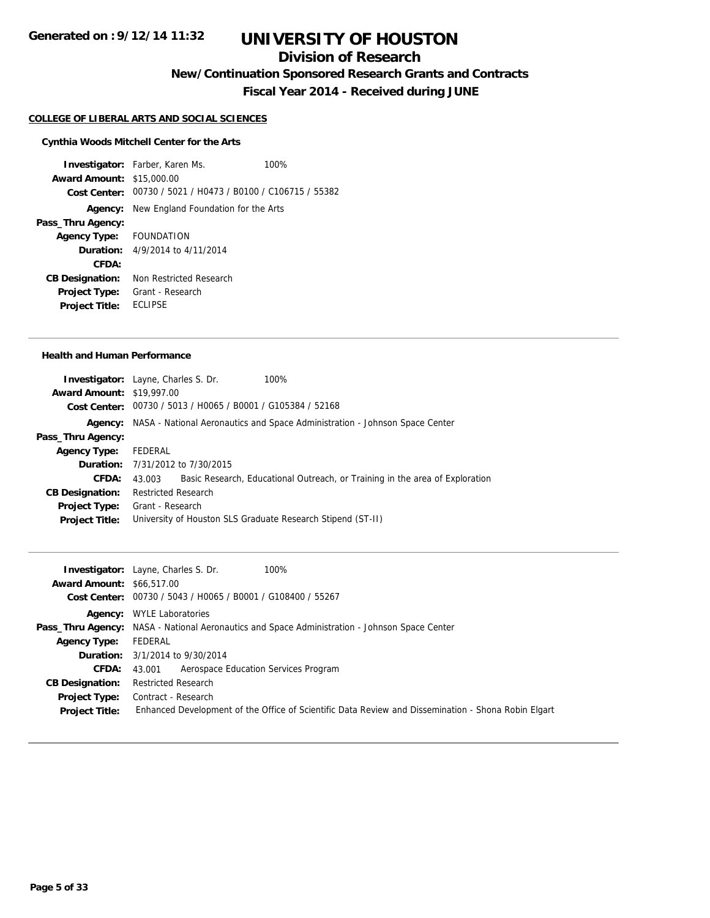# UNIVERSITY OF HOUSTON

## Division of Research

### New/Continuation Sponsored Research Grants and Contracts

### Fiscal Year 2014 - Received during JUNE

Generated on : 9/12/14 11:32

**COLLEGE OF LIBERAL ARTS AND SOCIAL SCIENCES**

**Cynthia Woods Mitchell Center for the Arts**

**Investigator:** Farber, Karen Ms. 100%
**Award Amount:** $15,000.00
**Cost Center:** 00730 / 5021 / H0473 / B0100 / C106715 / 55382
**Agency:** New England Foundation for the Arts
**Pass_Thru Agency:**
**Agency Type:** FOUNDATION
**Duration:** 4/9/2014 to 4/11/2014
**CFDA:**
**CB Designation:** Non Restricted Research
**Project Type:** Grant - Research
**Project Title:** ECLIPSE

---

**Health and Human Performance**

**Investigator:** Layne, Charles S. Dr. 100%
**Award Amount:** $19,997.00
**Cost Center:** 00730 / 5013 / H0065 / B0001 / G105384 / 52168
**Agency:** NASA - National Aeronautics and Space Administration - Johnson Space Center
**Pass_Thru Agency:**
**Agency Type:** FEDERAL
**Duration:** 7/31/2012 to 7/30/2015
**CFDA:** 43.003 Basic Research, Educational Outreach, or Training in the area of Exploration
**CB Designation:** Restricted Research
**Project Type:** Grant - Research
**Project Title:** University of Houston SLS Graduate Research Stipend (ST-II)

---

**Investigator:** Layne, Charles S. Dr. 100%
**Award Amount:** $66,517.00
**Cost Center:** 00730 / 5043 / H0065 / B0001 / G108400 / 55267
**Agency:** WYLE Laboratories
**Pass_Thru Agency:** NASA - National Aeronautics and Space Administration - Johnson Space Center
**Agency Type:** FEDERAL
**Duration:** 3/1/2014 to 9/30/2014
**CFDA:** 43.001 Aerospace Education Services Program
**CB Designation:** Restricted Research
**Project Type:** Contract - Research
**Project Title:** Enhanced Development of the Office of Scientific Data Review and Dissemination - Shona Robin Elgart

---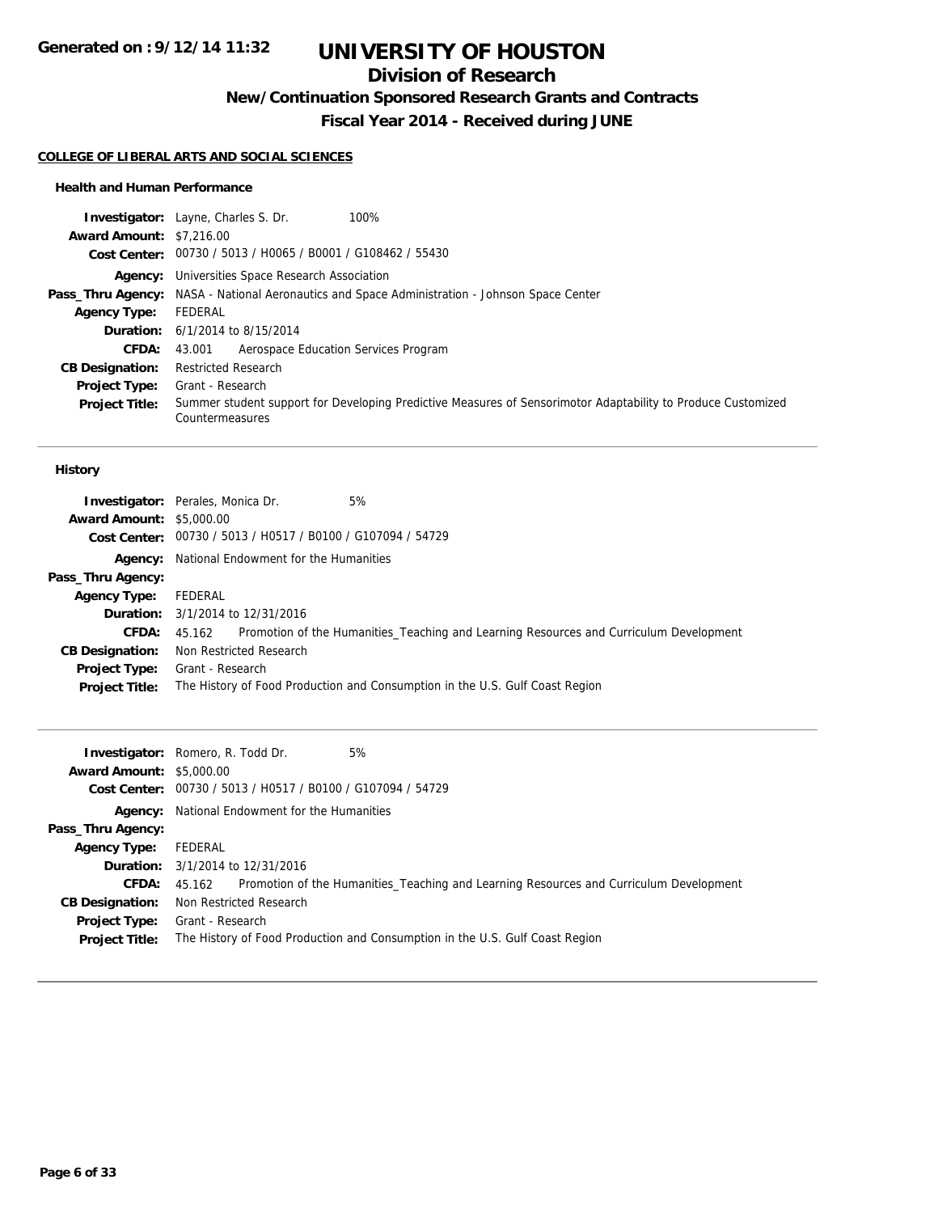# UNIVERSITY OF HOUSTON

## Division of Research

### New/Continuation Sponsored Research Grants and Contracts

### Fiscal Year 2014 - Received during JUNE

**COLLEGE OF LIBERAL ARTS AND SOCIAL SCIENCES**

#### Health and Human Performance

**Investigator:** Layne, Charles S. Dr. 100%
**Award Amount:** $7,216.00
**Cost Center:** 00730 / 5013 / H0065 / B0001 / G108462 / 55430
**Agency:** Universities Space Research Association
**Pass_Thru Agency:** NASA - National Aeronautics and Space Administration - Johnson Space Center
**Agency Type:** FEDERAL
**Duration:** 6/1/2014 to 8/15/2014
**CFDA:** 43.001 Aerospace Education Services Program
**CB Designation:** Restricted Research
**Project Type:** Grant - Research
**Project Title:** Summer student support for Developing Predictive Measures of Sensorimotor Adaptability to Produce Customized Countermeasures

---

#### History

**Investigator:** Perales, Monica Dr. 5%
**Award Amount:** $5,000.00
**Cost Center:** 00730 / 5013 / H0517 / B0100 / G107094 / 54729
**Agency:** National Endowment for the Humanities
**Pass_Thru Agency:**
**Agency Type:** FEDERAL
**Duration:** 3/1/2014 to 12/31/2016
**CFDA:** 45.162 Promotion of the Humanities_Teaching and Learning Resources and Curriculum Development
**CB Designation:** Non Restricted Research
**Project Type:** Grant - Research
**Project Title:** The History of Food Production and Consumption in the U.S. Gulf Coast Region

---

**Investigator:** Romero, R. Todd Dr. 5%
**Award Amount:** $5,000.00
**Cost Center:** 00730 / 5013 / H0517 / B0100 / G107094 / 54729
**Agency:** National Endowment for the Humanities
**Pass_Thru Agency:**
**Agency Type:** FEDERAL
**Duration:** 3/1/2014 to 12/31/2016
**CFDA:** 45.162 Promotion of the Humanities_Teaching and Learning Resources and Curriculum Development
**CB Designation:** Non Restricted Research
**Project Type:** Grant - Research
**Project Title:** The History of Food Production and Consumption in the U.S. Gulf Coast Region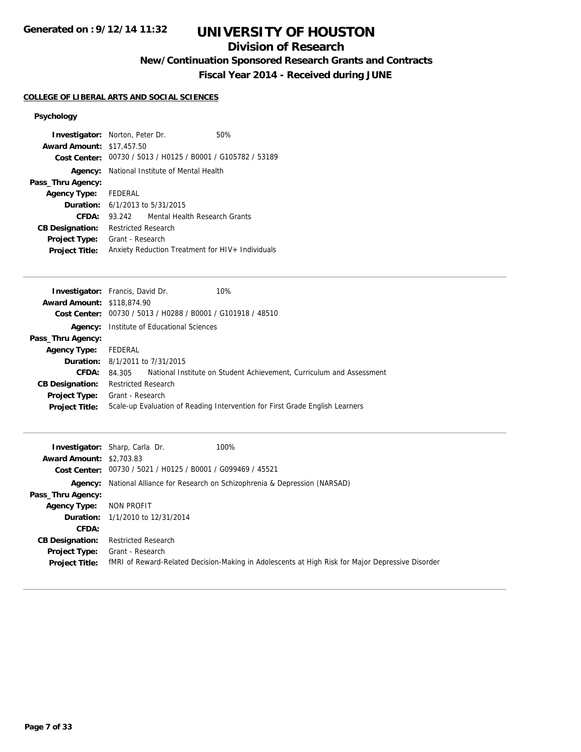# UNIVERSITY OF HOUSTON

## Division of Research

### New/Continuation Sponsored Research Grants and Contracts

### Fiscal Year 2014 - Received during JUNE

**COLLEGE OF LIBERAL ARTS AND SOCIAL SCIENCES**

**Psychology**

**Investigator:** Norton, Peter Dr. 50%
**Award Amount:** $17,457.50
**Cost Center:** 00730 / 5013 / H0125 / B0001 / G105782 / 53189
**Agency:** National Institute of Mental Health
**Pass_Thru Agency:**
**Agency Type:** FEDERAL
**Duration:** 6/1/2013 to 5/31/2015
**CFDA:** 93.242 Mental Health Research Grants
**CB Designation:** Restricted Research
**Project Type:** Grant - Research
**Project Title:** Anxiety Reduction Treatment for HIV+ Individuals

---

**Investigator:** Francis, David Dr. 10%
**Award Amount:** $118,874.90
**Cost Center:** 00730 / 5013 / H0288 / B0001 / G101918 / 48510
**Agency:** Institute of Educational Sciences
**Pass_Thru Agency:**
**Agency Type:** FEDERAL
**Duration:** 8/1/2011 to 7/31/2015
**CFDA:** 84.305 National Institute on Student Achievement, Curriculum and Assessment
**CB Designation:** Restricted Research
**Project Type:** Grant - Research
**Project Title:** Scale-up Evaluation of Reading Intervention for First Grade English Learners

---

**Investigator:** Sharp, Carla Dr. 100%
**Award Amount:** $2,703.83
**Cost Center:** 00730 / 5021 / H0125 / B0001 / G099469 / 45521
**Agency:** National Alliance for Research on Schizophrenia & Depression (NARSAD)
**Pass_Thru Agency:**
**Agency Type:** NON PROFIT
**Duration:** 1/1/2010 to 12/31/2014
**CFDA:**
**CB Designation:** Restricted Research
**Project Type:** Grant - Research
**Project Title:** fMRI of Reward-Related Decision-Making in Adolescents at High Risk for Major Depressive Disorder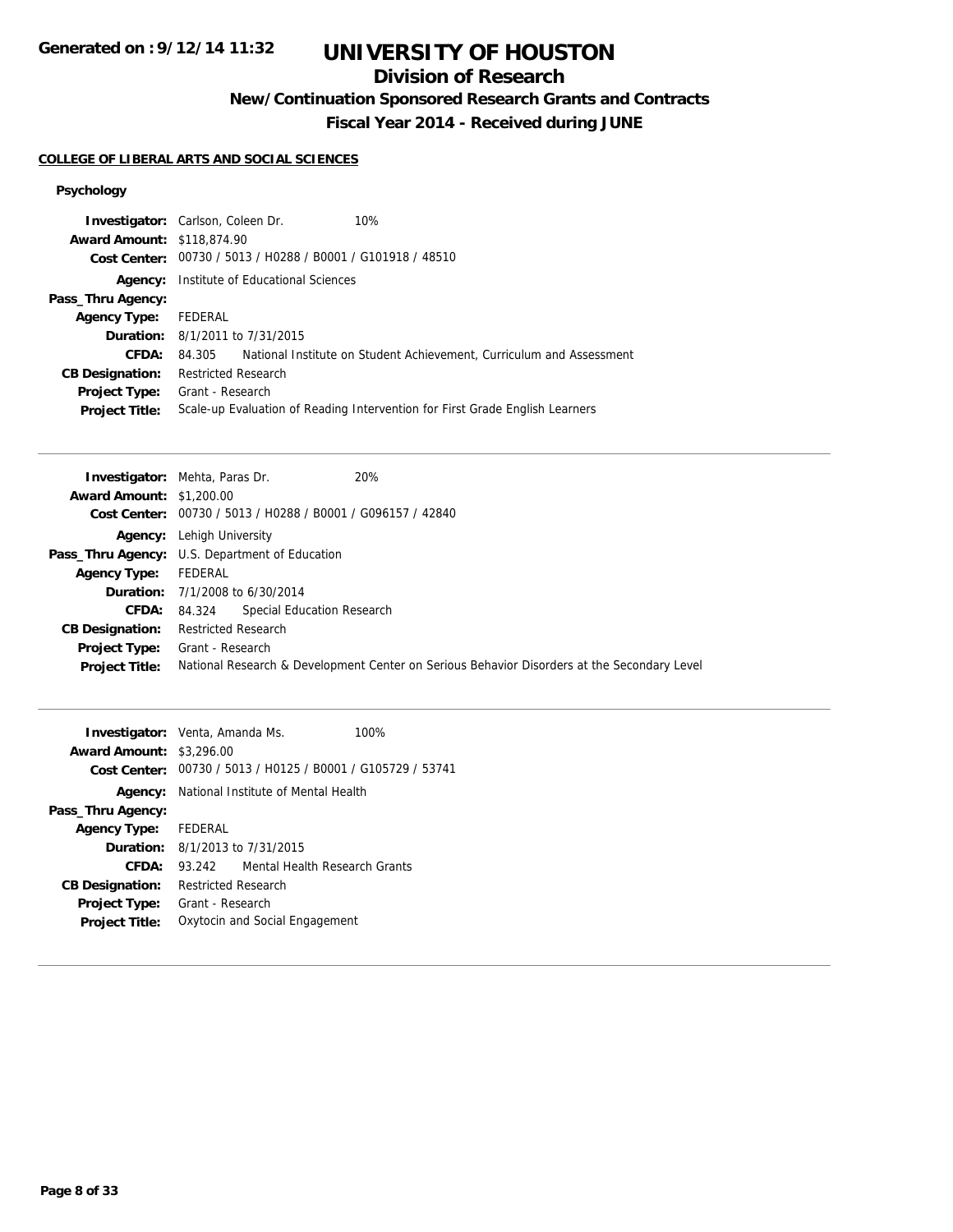# UNIVERSITY OF HOUSTON

## Division of Research

### New/Continuation Sponsored Research Grants and Contracts

### Fiscal Year 2014 - Received during JUNE

**COLLEGE OF LIBERAL ARTS AND SOCIAL SCIENCES**

#### Psychology

**Investigator:** Carlson, Coleen Dr. 10%
**Award Amount:** $118,874.90
**Cost Center:** 00730 / 5013 / H0288 / B0001 / G101918 / 48510
**Agency:** Institute of Educational Sciences
**Pass_Thru Agency:**
**Agency Type:** FEDERAL
**Duration:** 8/1/2011 to 7/31/2015
**CFDA:** 84.305 National Institute on Student Achievement, Curriculum and Assessment
**CB Designation:** Restricted Research
**Project Type:** Grant - Research
**Project Title:** Scale-up Evaluation of Reading Intervention for First Grade English Learners

---

**Investigator:** Mehta, Paras Dr. 20%
**Award Amount:** $1,200.00
**Cost Center:** 00730 / 5013 / H0288 / B0001 / G096157 / 42840
**Agency:** Lehigh University
**Pass_Thru Agency:** U.S. Department of Education
**Agency Type:** FEDERAL
**Duration:** 7/1/2008 to 6/30/2014
**CFDA:** 84.324 Special Education Research
**CB Designation:** Restricted Research
**Project Type:** Grant - Research
**Project Title:** National Research & Development Center on Serious Behavior Disorders at the Secondary Level

---

**Investigator:** Venta, Amanda Ms. 100%
**Award Amount:** $3,296.00
**Cost Center:** 00730 / 5013 / H0125 / B0001 / G105729 / 53741
**Agency:** National Institute of Mental Health
**Pass_Thru Agency:**
**Agency Type:** FEDERAL
**Duration:** 8/1/2013 to 7/31/2015
**CFDA:** 93.242 Mental Health Research Grants
**CB Designation:** Restricted Research
**Project Type:** Grant - Research
**Project Title:** Oxytocin and Social Engagement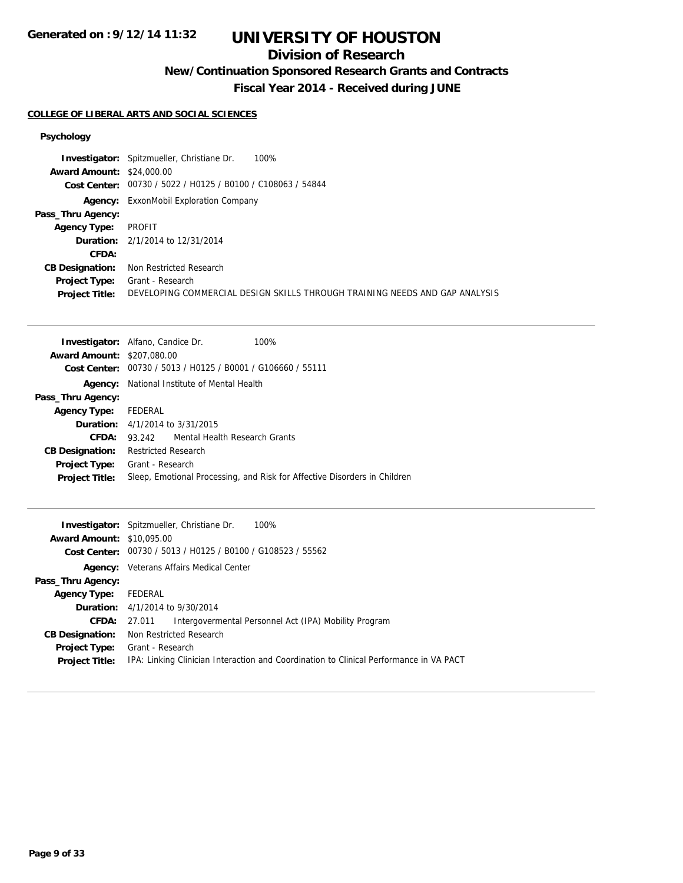# UNIVERSITY OF HOUSTON

## Division of Research

### New/Continuation Sponsored Research Grants and Contracts

### Fiscal Year 2014 - Received during JUNE

**COLLEGE OF LIBERAL ARTS AND SOCIAL SCIENCES**

**Psychology**

**Investigator:** Spitzmueller, Christiane Dr. 100%
**Award Amount:** $24,000.00
**Cost Center:** 00730 / 5022 / H0125 / B0100 / C108063 / 54844
**Agency:** ExxonMobil Exploration Company
**Pass_Thru Agency:**
**Agency Type:** PROFIT
**Duration:** 2/1/2014 to 12/31/2014
**CFDA:**
**CB Designation:** Non Restricted Research
**Project Type:** Grant - Research
**Project Title:** DEVELOPING COMMERCIAL DESIGN SKILLS THROUGH TRAINING NEEDS AND GAP ANALYSIS

---

**Investigator:** Alfano, Candice Dr. 100%
**Award Amount:** $207,080.00
**Cost Center:** 00730 / 5013 / H0125 / B0001 / G106660 / 55111
**Agency:** National Institute of Mental Health
**Pass_Thru Agency:**
**Agency Type:** FEDERAL
**Duration:** 4/1/2014 to 3/31/2015
**CFDA:** 93.242 Mental Health Research Grants
**CB Designation:** Restricted Research
**Project Type:** Grant - Research
**Project Title:** Sleep, Emotional Processing, and Risk for Affective Disorders in Children

---

**Investigator:** Spitzmueller, Christiane Dr. 100%
**Award Amount:** $10,095.00
**Cost Center:** 00730 / 5013 / H0125 / B0100 / G108523 / 55562
**Agency:** Veterans Affairs Medical Center
**Pass_Thru Agency:**
**Agency Type:** FEDERAL
**Duration:** 4/1/2014 to 9/30/2014
**CFDA:** 27.011 Intergovermental Personnel Act (IPA) Mobility Program
**CB Designation:** Non Restricted Research
**Project Type:** Grant - Research
**Project Title:** IPA: Linking Clinician Interaction and Coordination to Clinical Performance in VA PACT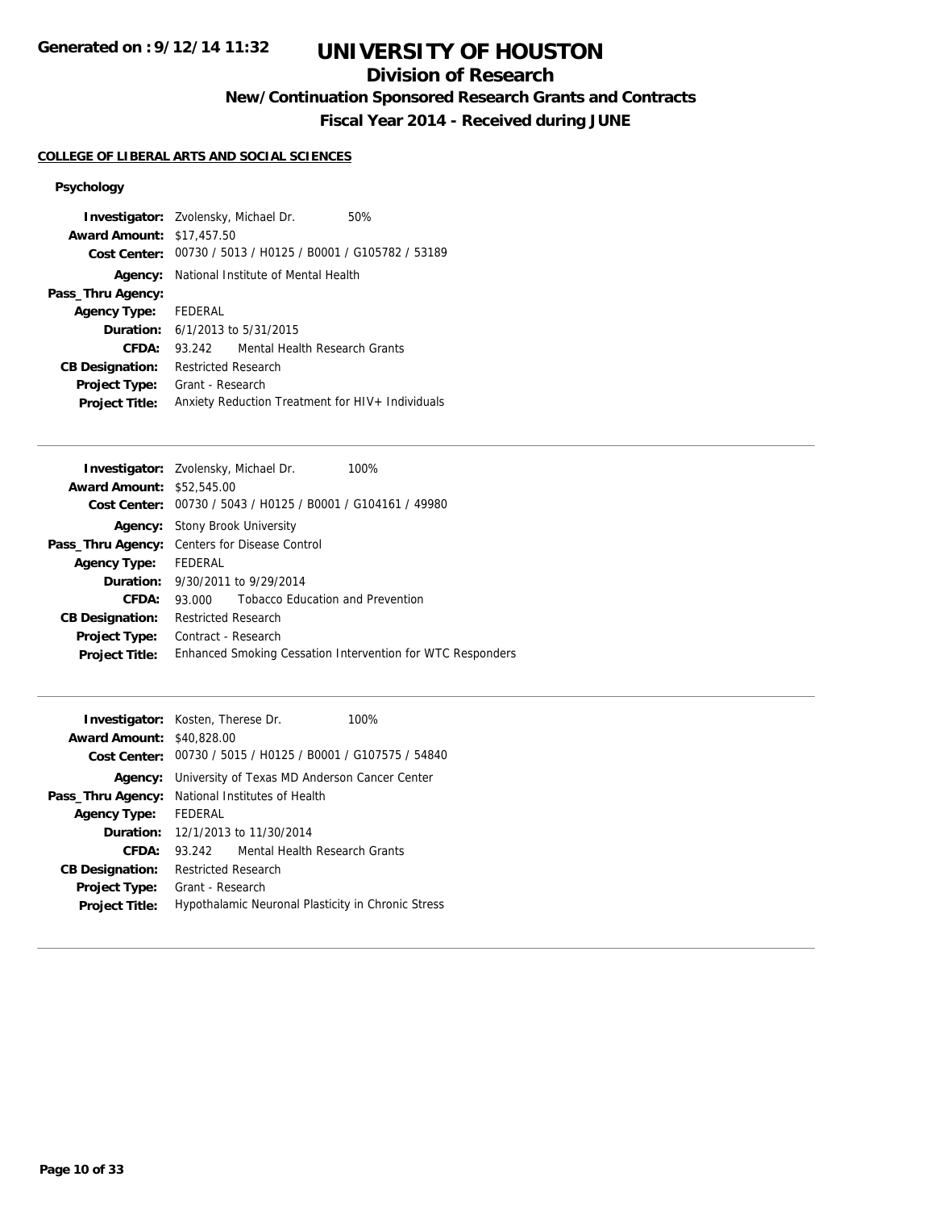# UNIVERSITY OF HOUSTON

## Division of Research

### New/Continuation Sponsored Research Grants and Contracts

### Fiscal Year 2014 - Received during JUNE

**COLLEGE OF LIBERAL ARTS AND SOCIAL SCIENCES**

#### Psychology

**Investigator:** Zvolensky, Michael Dr. 50%
**Award Amount:** $17,457.50
**Cost Center:** 00730 / 5013 / H0125 / B0001 / G105782 / 53189
**Agency:** National Institute of Mental Health
**Pass_Thru Agency:**
**Agency Type:** FEDERAL
**Duration:** 6/1/2013 to 5/31/2015
**CFDA:** 93.242 Mental Health Research Grants
**CB Designation:** Restricted Research
**Project Type:** Grant - Research
**Project Title:** Anxiety Reduction Treatment for HIV+ Individuals

---

**Investigator:** Zvolensky, Michael Dr. 100%
**Award Amount:** $52,545.00
**Cost Center:** 00730 / 5043 / H0125 / B0001 / G104161 / 49980
**Agency:** Stony Brook University
**Pass_Thru Agency:** Centers for Disease Control
**Agency Type:** FEDERAL
**Duration:** 9/30/2011 to 9/29/2014
**CFDA:** 93.000 Tobacco Education and Prevention
**CB Designation:** Restricted Research
**Project Type:** Contract - Research
**Project Title:** Enhanced Smoking Cessation Intervention for WTC Responders

---

**Investigator:** Kosten, Therese Dr. 100%
**Award Amount:** $40,828.00
**Cost Center:** 00730 / 5015 / H0125 / B0001 / G107575 / 54840
**Agency:** University of Texas MD Anderson Cancer Center
**Pass_Thru Agency:** National Institutes of Health
**Agency Type:** FEDERAL
**Duration:** 12/1/2013 to 11/30/2014
**CFDA:** 93.242 Mental Health Research Grants
**CB Designation:** Restricted Research
**Project Type:** Grant - Research
**Project Title:** Hypothalamic Neuronal Plasticity in Chronic Stress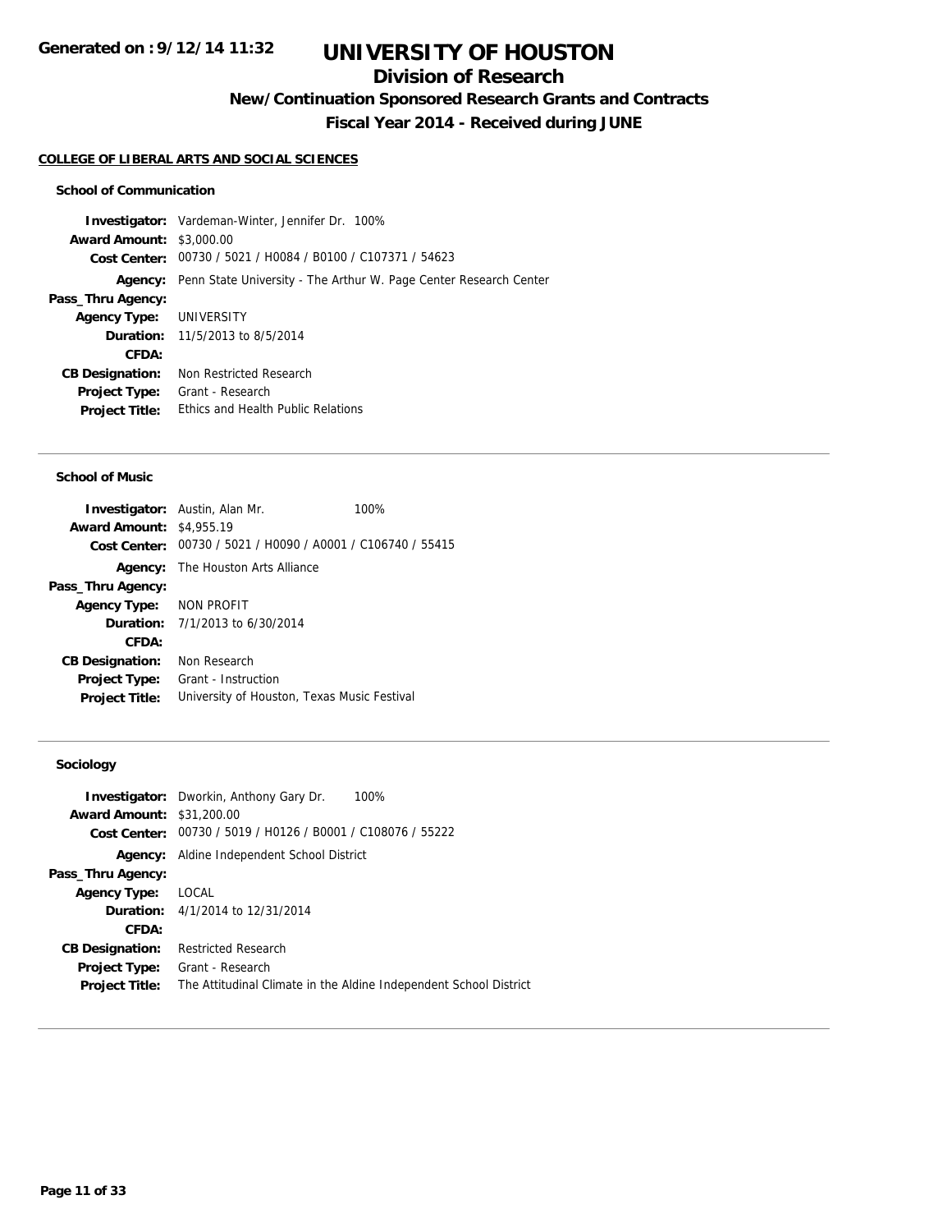**Generated on : 9/12/14 11:32**

# UNIVERSITY OF HOUSTON

## Division of Research

### New/Continuation Sponsored Research Grants and Contracts

### Fiscal Year 2014 - Received during JUNE

**COLLEGE OF LIBERAL ARTS AND SOCIAL SCIENCES**

#### School of Communication

**Investigator:** Vardeman-Winter, Jennifer Dr. 100%
**Award Amount:** $3,000.00
**Cost Center:** 00730 / 5021 / H0084 / B0100 / C107371 / 54623
**Agency:** Penn State University - The Arthur W. Page Center Research Center
**Pass_Thru Agency:**
**Agency Type:** UNIVERSITY
**Duration:** 11/5/2013 to 8/5/2014
**CFDA:**
**CB Designation:** Non Restricted Research
**Project Type:** Grant - Research
**Project Title:** Ethics and Health Public Relations

---

#### School of Music

**Investigator:** Austin, Alan Mr. 100%
**Award Amount:** $4,955.19
**Cost Center:** 00730 / 5021 / H0090 / A0001 / C106740 / 55415
**Agency:** The Houston Arts Alliance
**Pass_Thru Agency:**
**Agency Type:** NON PROFIT
**Duration:** 7/1/2013 to 6/30/2014
**CFDA:**
**CB Designation:** Non Research
**Project Type:** Grant - Instruction
**Project Title:** University of Houston, Texas Music Festival

---

#### Sociology

**Investigator:** Dworkin, Anthony Gary Dr. 100%
**Award Amount:** $31,200.00
**Cost Center:** 00730 / 5019 / H0126 / B0001 / C108076 / 55222
**Agency:** Aldine Independent School District
**Pass_Thru Agency:**
**Agency Type:** LOCAL
**Duration:** 4/1/2014 to 12/31/2014
**CFDA:**
**CB Designation:** Restricted Research
**Project Type:** Grant - Research
**Project Title:** The Attitudinal Climate in the Aldine Independent School District

---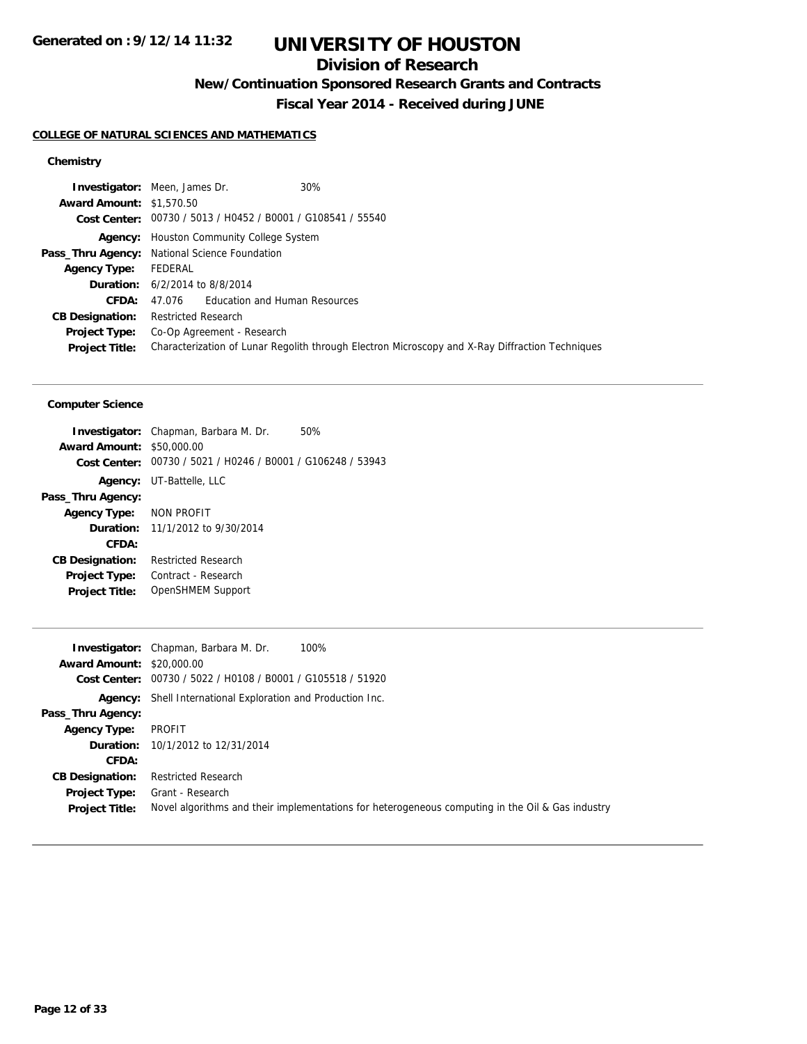**Generated on : 9/12/14 11:32**

# UNIVERSITY OF HOUSTON

## Division of Research

### New/Continuation Sponsored Research Grants and Contracts

### Fiscal Year 2014 - Received during JUNE

**COLLEGE OF NATURAL SCIENCES AND MATHEMATICS**

#### Chemistry

**Investigator:** Meen, James Dr. 30%
**Award Amount:** $1,570.50
**Cost Center:** 00730 / 5013 / H0452 / B0001 / G108541 / 55540
**Agency:** Houston Community College System
**Pass_Thru Agency:** National Science Foundation
**Agency Type:** FEDERAL
**Duration:** 6/2/2014 to 8/8/2014
**CFDA:** 47.076 Education and Human Resources
**CB Designation:** Restricted Research
**Project Type:** Co-Op Agreement - Research
**Project Title:** Characterization of Lunar Regolith through Electron Microscopy and X-Ray Diffraction Techniques

---

#### Computer Science

**Investigator:** Chapman, Barbara M. Dr. 50%
**Award Amount:** $50,000.00
**Cost Center:** 00730 / 5021 / H0246 / B0001 / G106248 / 53943
**Agency:** UT-Battelle, LLC
**Pass_Thru Agency:**
**Agency Type:** NON PROFIT
**Duration:** 11/1/2012 to 9/30/2014
**CFDA:**
**CB Designation:** Restricted Research
**Project Type:** Contract - Research
**Project Title:** OpenSHMEM Support

---

**Investigator:** Chapman, Barbara M. Dr. 100%
**Award Amount:** $20,000.00
**Cost Center:** 00730 / 5022 / H0108 / B0001 / G105518 / 51920
**Agency:** Shell International Exploration and Production Inc.
**Pass_Thru Agency:**
**Agency Type:** PROFIT
**Duration:** 10/1/2012 to 12/31/2014
**CFDA:**
**CB Designation:** Restricted Research
**Project Type:** Grant - Research
**Project Title:** Novel algorithms and their implementations for heterogeneous computing in the Oil & Gas industry

---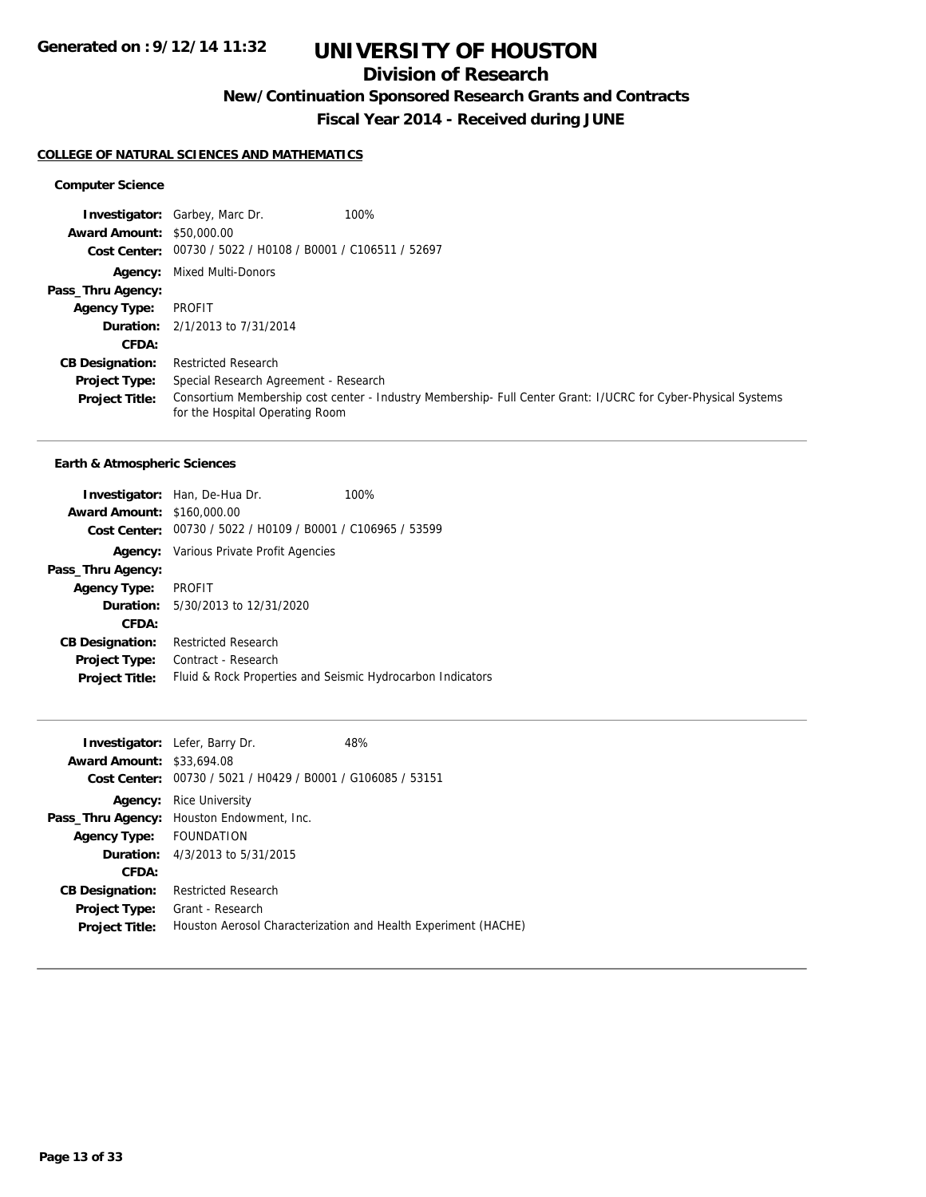# UNIVERSITY OF HOUSTON

## Division of Research

### New/Continuation Sponsored Research Grants and Contracts

### Fiscal Year 2014 - Received during JUNE

**COLLEGE OF NATURAL SCIENCES AND MATHEMATICS**

#### Computer Science

**Investigator:** Garbey, Marc Dr. 100%
**Award Amount:** $50,000.00
**Cost Center:** 00730 / 5022 / H0108 / B0001 / C106511 / 52697
**Agency:** Mixed Multi-Donors
**Pass_Thru Agency:**
**Agency Type:** PROFIT
**Duration:** 2/1/2013 to 7/31/2014
**CFDA:**
**CB Designation:** Restricted Research
**Project Type:** Special Research Agreement - Research
**Project Title:** Consortium Membership cost center - Industry Membership- Full Center Grant: I/UCRC for Cyber-Physical Systems for the Hospital Operating Room

---

#### Earth & Atmospheric Sciences

**Investigator:** Han, De-Hua Dr. 100%
**Award Amount:** $160,000.00
**Cost Center:** 00730 / 5022 / H0109 / B0001 / C106965 / 53599
**Agency:** Various Private Profit Agencies
**Pass_Thru Agency:**
**Agency Type:** PROFIT
**Duration:** 5/30/2013 to 12/31/2020
**CFDA:**
**CB Designation:** Restricted Research
**Project Type:** Contract - Research
**Project Title:** Fluid & Rock Properties and Seismic Hydrocarbon Indicators

---

**Investigator:** Lefer, Barry Dr. 48%
**Award Amount:** $33,694.08
**Cost Center:** 00730 / 5021 / H0429 / B0001 / G106085 / 53151
**Agency:** Rice University
**Pass_Thru Agency:** Houston Endowment, Inc.
**Agency Type:** FOUNDATION
**Duration:** 4/3/2013 to 5/31/2015
**CFDA:**
**CB Designation:** Restricted Research
**Project Type:** Grant - Research
**Project Title:** Houston Aerosol Characterization and Health Experiment (HACHE)

---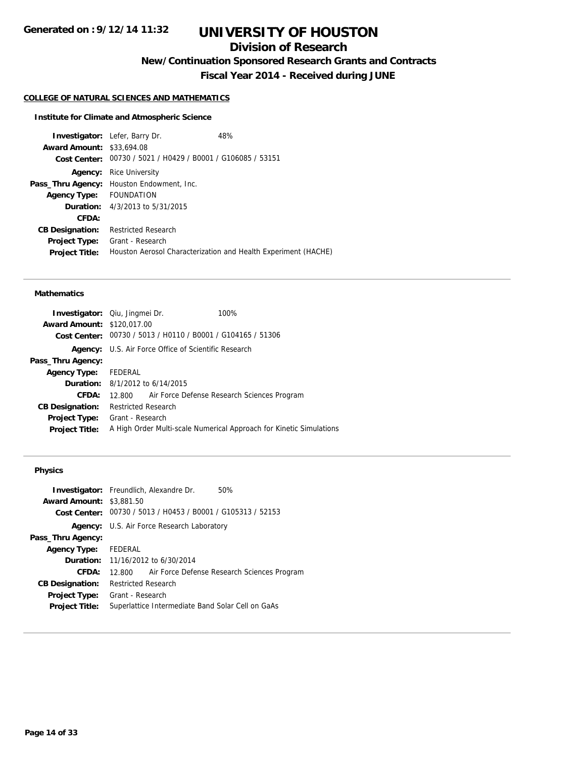# UNIVERSITY OF HOUSTON

## Division of Research

### New/Continuation Sponsored Research Grants and Contracts

### Fiscal Year 2014 - Received during JUNE

**COLLEGE OF NATURAL SCIENCES AND MATHEMATICS**

**Institute for Climate and Atmospheric Science**

**Investigator:** Lefer, Barry Dr. 48%
**Award Amount:** $33,694.08
**Cost Center:** 00730 / 5021 / H0429 / B0001 / G106085 / 53151
**Agency:** Rice University
**Pass_Thru Agency:** Houston Endowment, Inc.
**Agency Type:** FOUNDATION
**Duration:** 4/3/2013 to 5/31/2015
**CFDA:**
**CB Designation:** Restricted Research
**Project Type:** Grant - Research
**Project Title:** Houston Aerosol Characterization and Health Experiment (HACHE)

---

**Mathematics**

**Investigator:** Qiu, Jingmei Dr. 100%
**Award Amount:** $120,017.00
**Cost Center:** 00730 / 5013 / H0110 / B0001 / G104165 / 51306
**Agency:** U.S. Air Force Office of Scientific Research
**Pass_Thru Agency:**
**Agency Type:** FEDERAL
**Duration:** 8/1/2012 to 6/14/2015
**CFDA:** 12.800 Air Force Defense Research Sciences Program
**CB Designation:** Restricted Research
**Project Type:** Grant - Research
**Project Title:** A High Order Multi-scale Numerical Approach for Kinetic Simulations

---

**Physics**

**Investigator:** Freundlich, Alexandre Dr. 50%
**Award Amount:** $3,881.50
**Cost Center:** 00730 / 5013 / H0453 / B0001 / G105313 / 52153
**Agency:** U.S. Air Force Research Laboratory
**Pass_Thru Agency:**
**Agency Type:** FEDERAL
**Duration:** 11/16/2012 to 6/30/2014
**CFDA:** 12.800 Air Force Defense Research Sciences Program
**CB Designation:** Restricted Research
**Project Type:** Grant - Research
**Project Title:** Superlattice Intermediate Band Solar Cell on GaAs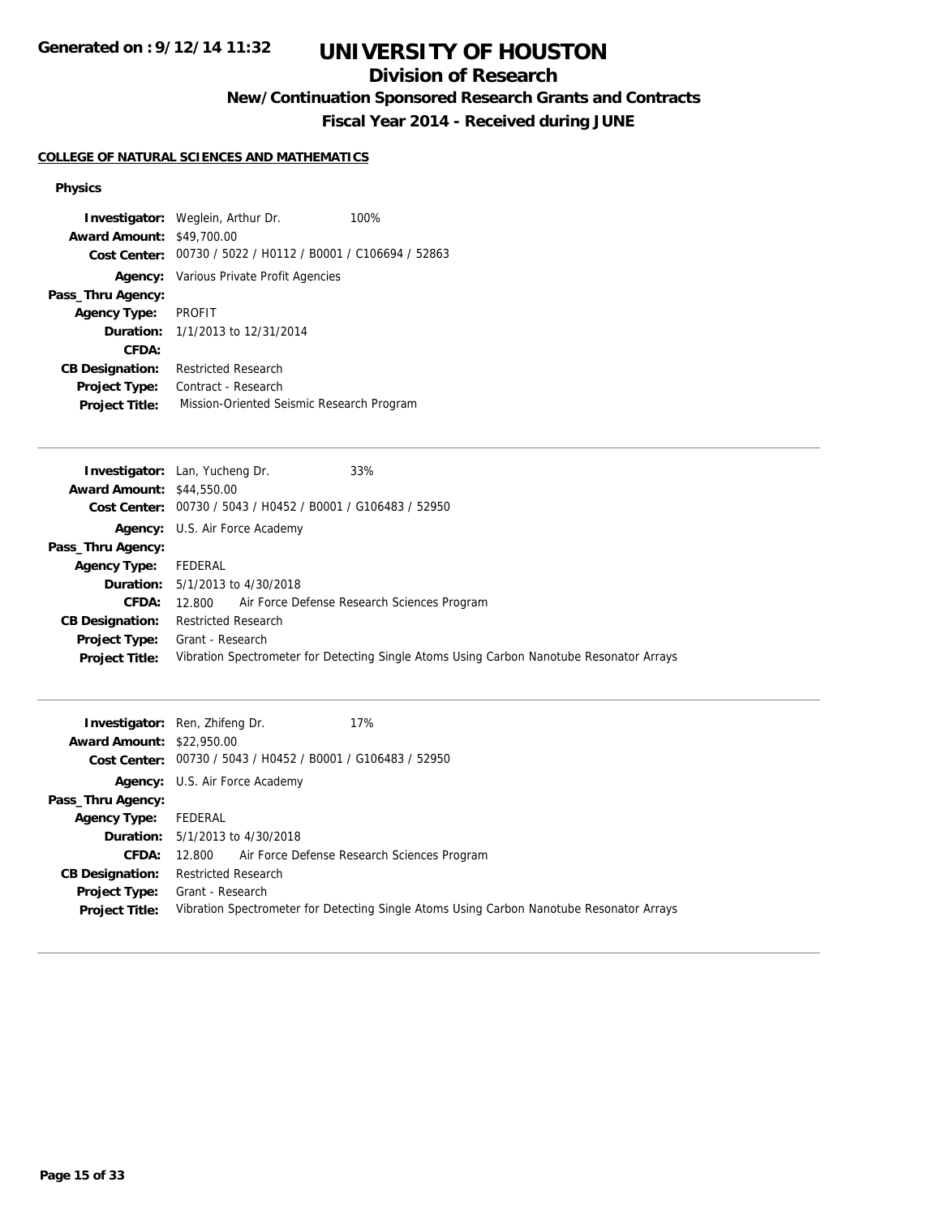# UNIVERSITY OF HOUSTON

## Division of Research

### New/Continuation Sponsored Research Grants and Contracts

### Fiscal Year 2014 - Received during JUNE

**COLLEGE OF NATURAL SCIENCES AND MATHEMATICS**

**Physics**

**Investigator:** Weglein, Arthur Dr. 100%
**Award Amount:** $49,700.00
**Cost Center:** 00730 / 5022 / H0112 / B0001 / C106694 / 52863
**Agency:** Various Private Profit Agencies
**Pass_Thru Agency:**
**Agency Type:** PROFIT
**Duration:** 1/1/2013 to 12/31/2014
**CFDA:**
**CB Designation:** Restricted Research
**Project Type:** Contract - Research
**Project Title:** Mission-Oriented Seismic Research Program

---

**Investigator:** Lan, Yucheng Dr. 33%
**Award Amount:** $44,550.00
**Cost Center:** 00730 / 5043 / H0452 / B0001 / G106483 / 52950
**Agency:** U.S. Air Force Academy
**Pass_Thru Agency:**
**Agency Type:** FEDERAL
**Duration:** 5/1/2013 to 4/30/2018
**CFDA:** 12.800 Air Force Defense Research Sciences Program
**CB Designation:** Restricted Research
**Project Type:** Grant - Research
**Project Title:** Vibration Spectrometer for Detecting Single Atoms Using Carbon Nanotube Resonator Arrays

---

**Investigator:** Ren, Zhifeng Dr. 17%
**Award Amount:** $22,950.00
**Cost Center:** 00730 / 5043 / H0452 / B0001 / G106483 / 52950
**Agency:** U.S. Air Force Academy
**Pass_Thru Agency:**
**Agency Type:** FEDERAL
**Duration:** 5/1/2013 to 4/30/2018
**CFDA:** 12.800 Air Force Defense Research Sciences Program
**CB Designation:** Restricted Research
**Project Type:** Grant - Research
**Project Title:** Vibration Spectrometer for Detecting Single Atoms Using Carbon Nanotube Resonator Arrays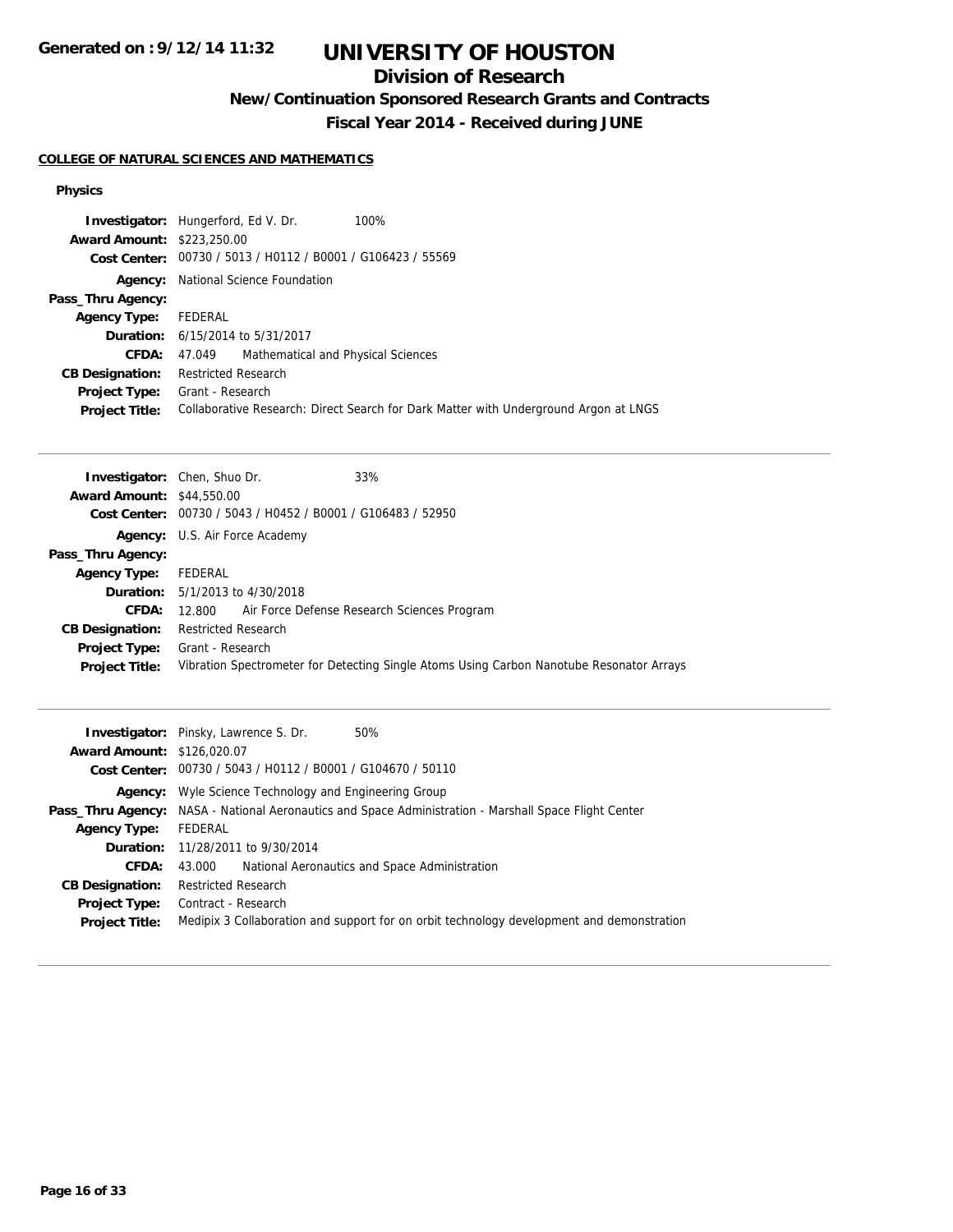# UNIVERSITY OF HOUSTON

## Division of Research

### New/Continuation Sponsored Research Grants and Contracts

### Fiscal Year 2014 - Received during JUNE

**COLLEGE OF NATURAL SCIENCES AND MATHEMATICS**

**Physics**

**Investigator:** Hungerford, Ed V. Dr. 100%
**Award Amount:** $223,250.00
**Cost Center:** 00730 / 5013 / H0112 / B0001 / G106423 / 55569
**Agency:** National Science Foundation
**Pass_Thru Agency:**
**Agency Type:** FEDERAL
**Duration:** 6/15/2014 to 5/31/2017
**CFDA:** 47.049 Mathematical and Physical Sciences
**CB Designation:** Restricted Research
**Project Type:** Grant - Research
**Project Title:** Collaborative Research: Direct Search for Dark Matter with Underground Argon at LNGS

---

**Investigator:** Chen, Shuo Dr. 33%
**Award Amount:** $44,550.00
**Cost Center:** 00730 / 5043 / H0452 / B0001 / G106483 / 52950
**Agency:** U.S. Air Force Academy
**Pass_Thru Agency:**
**Agency Type:** FEDERAL
**Duration:** 5/1/2013 to 4/30/2018
**CFDA:** 12.800 Air Force Defense Research Sciences Program
**CB Designation:** Restricted Research
**Project Type:** Grant - Research
**Project Title:** Vibration Spectrometer for Detecting Single Atoms Using Carbon Nanotube Resonator Arrays

---

**Investigator:** Pinsky, Lawrence S. Dr. 50%
**Award Amount:** $126,020.07
**Cost Center:** 00730 / 5043 / H0112 / B0001 / G104670 / 50110
**Agency:** Wyle Science Technology and Engineering Group
**Pass_Thru Agency:** NASA - National Aeronautics and Space Administration - Marshall Space Flight Center
**Agency Type:** FEDERAL
**Duration:** 11/28/2011 to 9/30/2014
**CFDA:** 43.000 National Aeronautics and Space Administration
**CB Designation:** Restricted Research
**Project Type:** Contract - Research
**Project Title:** Medipix 3 Collaboration and support for on orbit technology development and demonstration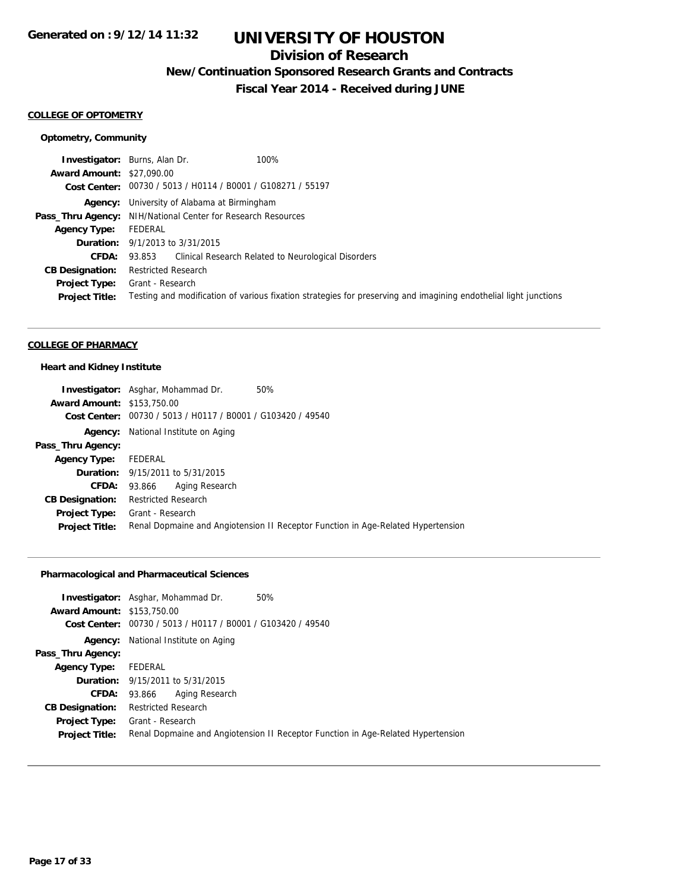# UNIVERSITY OF HOUSTON

## Division of Research

### New/Continuation Sponsored Research Grants and Contracts

### Fiscal Year 2014 - Received during JUNE

Generated on : 9/12/14 11:32

**COLLEGE OF OPTOMETRY**

**Optometry, Community**

**Investigator:** Burns, Alan Dr. 100%
**Award Amount:** $27,090.00
**Cost Center:** 00730 / 5013 / H0114 / B0001 / G108271 / 55197
**Agency:** University of Alabama at Birmingham
**Pass_Thru Agency:** NIH/National Center for Research Resources
**Agency Type:** FEDERAL
**Duration:** 9/1/2013 to 3/31/2015
**CFDA:** 93.853 Clinical Research Related to Neurological Disorders
**CB Designation:** Restricted Research
**Project Type:** Grant - Research
**Project Title:** Testing and modification of various fixation strategies for preserving and imagining endothelial light junctions

---

**COLLEGE OF PHARMACY**

**Heart and Kidney Institute**

**Investigator:** Asghar, Mohammad Dr. 50%
**Award Amount:** $153,750.00
**Cost Center:** 00730 / 5013 / H0117 / B0001 / G103420 / 49540
**Agency:** National Institute on Aging
**Pass_Thru Agency:**
**Agency Type:** FEDERAL
**Duration:** 9/15/2011 to 5/31/2015
**CFDA:** 93.866 Aging Research
**CB Designation:** Restricted Research
**Project Type:** Grant - Research
**Project Title:** Renal Dopmaine and Angiotension II Receptor Function in Age-Related Hypertension

---

**Pharmacological and Pharmaceutical Sciences**

**Investigator:** Asghar, Mohammad Dr. 50%
**Award Amount:** $153,750.00
**Cost Center:** 00730 / 5013 / H0117 / B0001 / G103420 / 49540
**Agency:** National Institute on Aging
**Pass_Thru Agency:**
**Agency Type:** FEDERAL
**Duration:** 9/15/2011 to 5/31/2015
**CFDA:** 93.866 Aging Research
**CB Designation:** Restricted Research
**Project Type:** Grant - Research
**Project Title:** Renal Dopmaine and Angiotension II Receptor Function in Age-Related Hypertension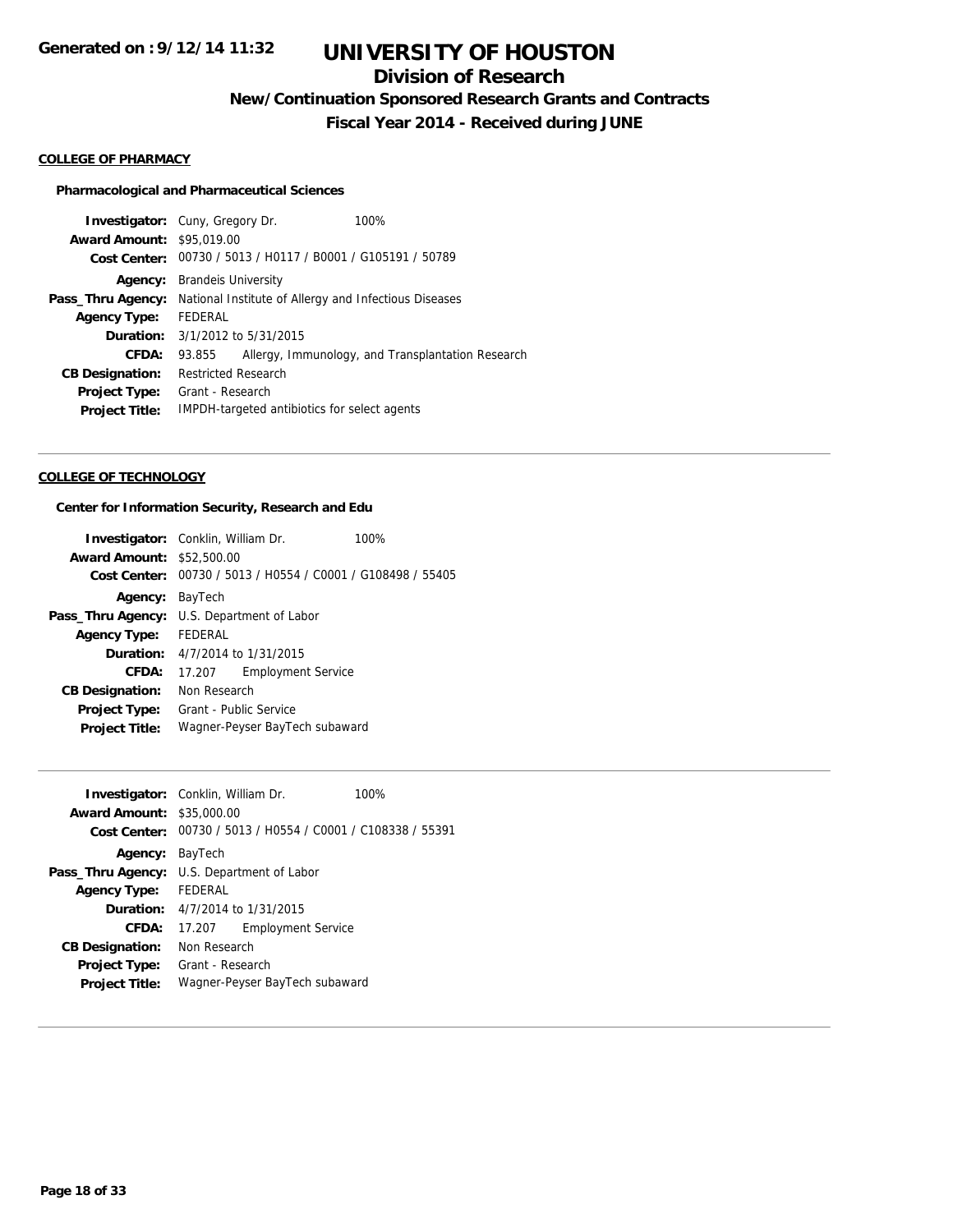**COLLEGE OF PHARMACY**

**Pharmacological and Pharmaceutical Sciences**

**Investigator:** Cuny, Gregory Dr. 100%
**Award Amount:** $95,019.00
**Cost Center:** 00730 / 5013 / H0117 / B0001 / G105191 / 50789
**Agency:** Brandeis University
**Pass_Thru Agency:** National Institute of Allergy and Infectious Diseases
**Agency Type:** FEDERAL
**Duration:** 3/1/2012 to 5/31/2015
**CFDA:** 93.855 Allergy, Immunology, and Transplantation Research
**CB Designation:** Restricted Research
**Project Type:** Grant - Research
**Project Title:** IMPDH-targeted antibiotics for select agents

---

**COLLEGE OF TECHNOLOGY**

**Center for Information Security, Research and Edu**

**Investigator:** Conklin, William Dr. 100%
**Award Amount:** $52,500.00
**Cost Center:** 00730 / 5013 / H0554 / C0001 / G108498 / 55405
**Agency:** BayTech
**Pass_Thru Agency:** U.S. Department of Labor
**Agency Type:** FEDERAL
**Duration:** 4/7/2014 to 1/31/2015
**CFDA:** 17.207 Employment Service
**CB Designation:** Non Research
**Project Type:** Grant - Public Service
**Project Title:** Wagner-Peyser BayTech subaward

---

**Investigator:** Conklin, William Dr. 100%
**Award Amount:** $35,000.00
**Cost Center:** 00730 / 5013 / H0554 / C0001 / C108338 / 55391
**Agency:** BayTech
**Pass_Thru Agency:** U.S. Department of Labor
**Agency Type:** FEDERAL
**Duration:** 4/7/2014 to 1/31/2015
**CFDA:** 17.207 Employment Service
**CB Designation:** Non Research
**Project Type:** Grant - Research
**Project Title:** Wagner-Peyser BayTech subaward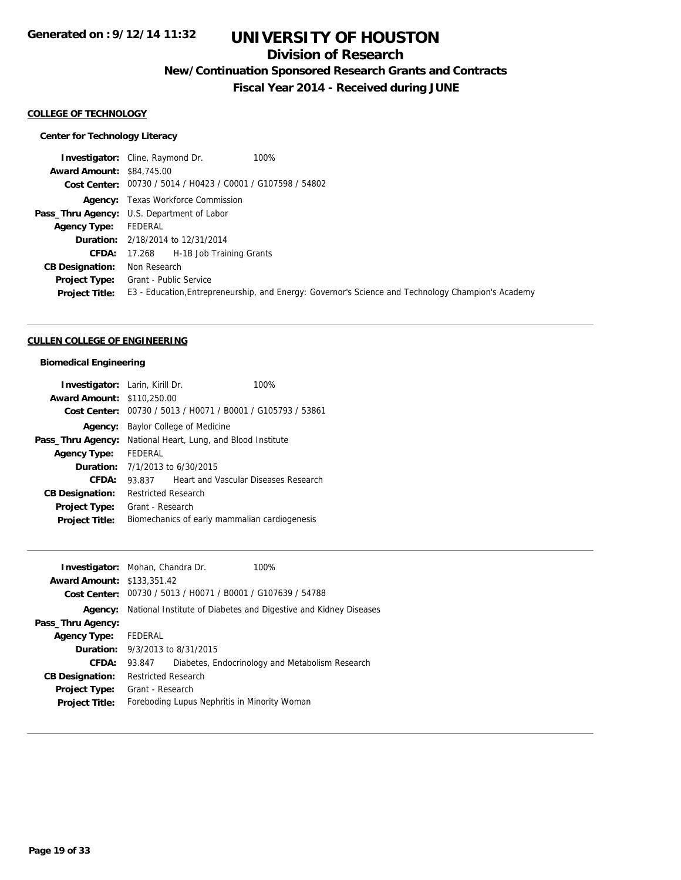# UNIVERSITY OF HOUSTON

## Division of Research

### New/Continuation Sponsored Research Grants and Contracts

### Fiscal Year 2014 - Received during JUNE

Generated on : 9/12/14 11:32

**COLLEGE OF TECHNOLOGY**

**Center for Technology Literacy**

**Investigator:** Cline, Raymond Dr. 100%
**Award Amount:** $84,745.00
**Cost Center:** 00730 / 5014 / H0423 / C0001 / G107598 / 54802
**Agency:** Texas Workforce Commission
**Pass_Thru Agency:** U.S. Department of Labor
**Agency Type:** FEDERAL
**Duration:** 2/18/2014 to 12/31/2014
**CFDA:** 17.268 H-1B Job Training Grants
**CB Designation:** Non Research
**Project Type:** Grant - Public Service
**Project Title:** E3 - Education,Entrepreneurship, and Energy: Governor's Science and Technology Champion's Academy

---

**CULLEN COLLEGE OF ENGINEERING**

**Biomedical Engineering**

**Investigator:** Larin, Kirill Dr. 100%
**Award Amount:** $110,250.00
**Cost Center:** 00730 / 5013 / H0071 / B0001 / G105793 / 53861
**Agency:** Baylor College of Medicine
**Pass_Thru Agency:** National Heart, Lung, and Blood Institute
**Agency Type:** FEDERAL
**Duration:** 7/1/2013 to 6/30/2015
**CFDA:** 93.837 Heart and Vascular Diseases Research
**CB Designation:** Restricted Research
**Project Type:** Grant - Research
**Project Title:** Biomechanics of early mammalian cardiogenesis

---

**Investigator:** Mohan, Chandra Dr. 100%
**Award Amount:** $133,351.42
**Cost Center:** 00730 / 5013 / H0071 / B0001 / G107639 / 54788
**Agency:** National Institute of Diabetes and Digestive and Kidney Diseases
**Pass_Thru Agency:**
**Agency Type:** FEDERAL
**Duration:** 9/3/2013 to 8/31/2015
**CFDA:** 93.847 Diabetes, Endocrinology and Metabolism Research
**CB Designation:** Restricted Research
**Project Type:** Grant - Research
**Project Title:** Foreboding Lupus Nephritis in Minority Woman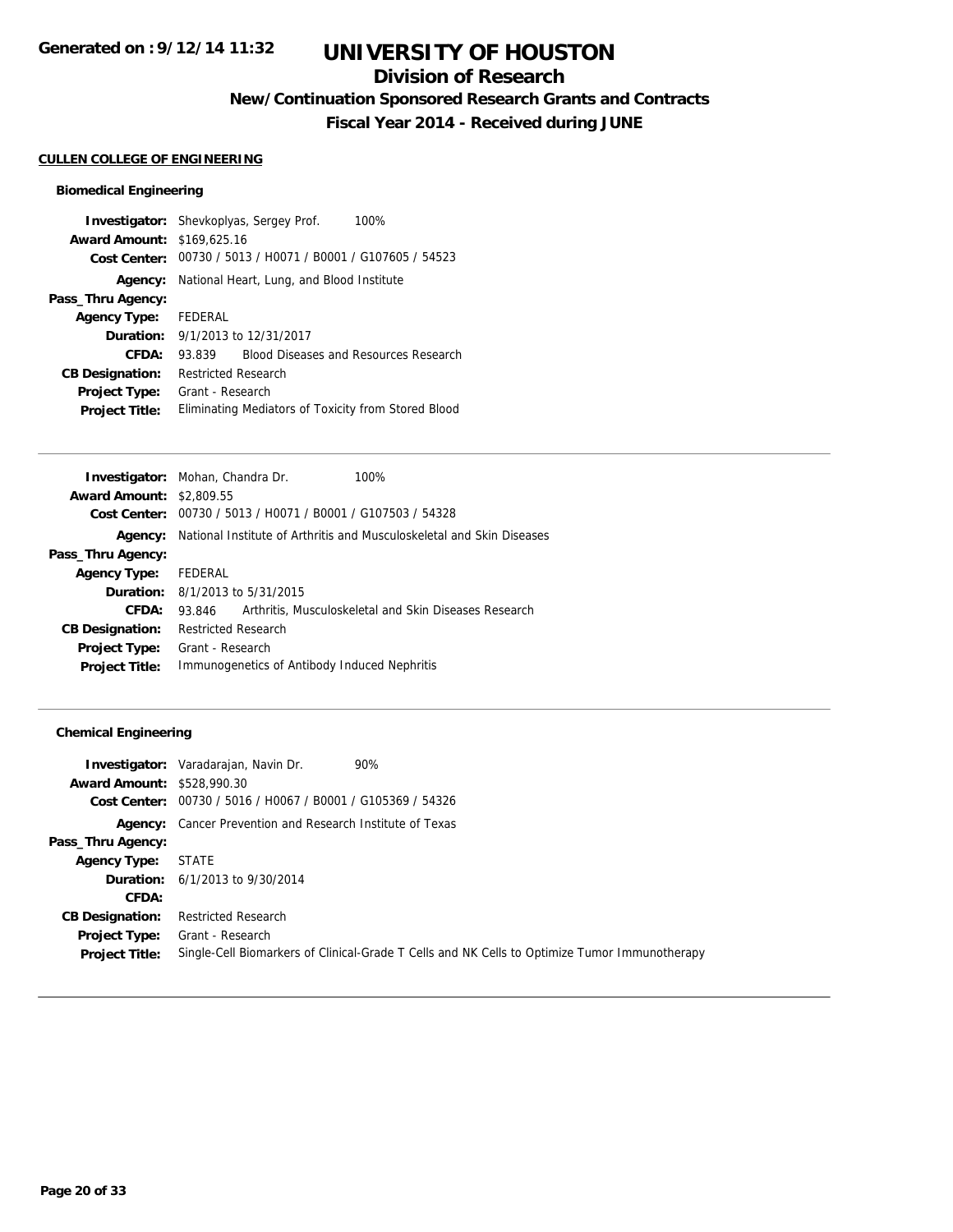# UNIVERSITY OF HOUSTON

## Division of Research

### New/Continuation Sponsored Research Grants and Contracts

### Fiscal Year 2014 - Received during JUNE

#### CULLEN COLLEGE OF ENGINEERING

##### Biomedical Engineering

**Investigator:** Shevkoplyas, Sergey Prof. 100%
**Award Amount:** $169,625.16
**Cost Center:** 00730 / 5013 / H0071 / B0001 / G107605 / 54523
**Agency:** National Heart, Lung, and Blood Institute
**Pass_Thru Agency:**
**Agency Type:** FEDERAL
**Duration:** 9/1/2013 to 12/31/2017
**CFDA:** 93.839 Blood Diseases and Resources Research
**CB Designation:** Restricted Research
**Project Type:** Grant - Research
**Project Title:** Eliminating Mediators of Toxicity from Stored Blood

---

**Investigator:** Mohan, Chandra Dr. 100%
**Award Amount:** $2,809.55
**Cost Center:** 00730 / 5013 / H0071 / B0001 / G107503 / 54328
**Agency:** National Institute of Arthritis and Musculoskeletal and Skin Diseases
**Pass_Thru Agency:**
**Agency Type:** FEDERAL
**Duration:** 8/1/2013 to 5/31/2015
**CFDA:** 93.846 Arthritis, Musculoskeletal and Skin Diseases Research
**CB Designation:** Restricted Research
**Project Type:** Grant - Research
**Project Title:** Immunogenetics of Antibody Induced Nephritis

---

##### Chemical Engineering

**Investigator:** Varadarajan, Navin Dr. 90%
**Award Amount:** $528,990.30
**Cost Center:** 00730 / 5016 / H0067 / B0001 / G105369 / 54326
**Agency:** Cancer Prevention and Research Institute of Texas
**Pass_Thru Agency:**
**Agency Type:** STATE
**Duration:** 6/1/2013 to 9/30/2014
**CFDA:**
**CB Designation:** Restricted Research
**Project Type:** Grant - Research
**Project Title:** Single-Cell Biomarkers of Clinical-Grade T Cells and NK Cells to Optimize Tumor Immunotherapy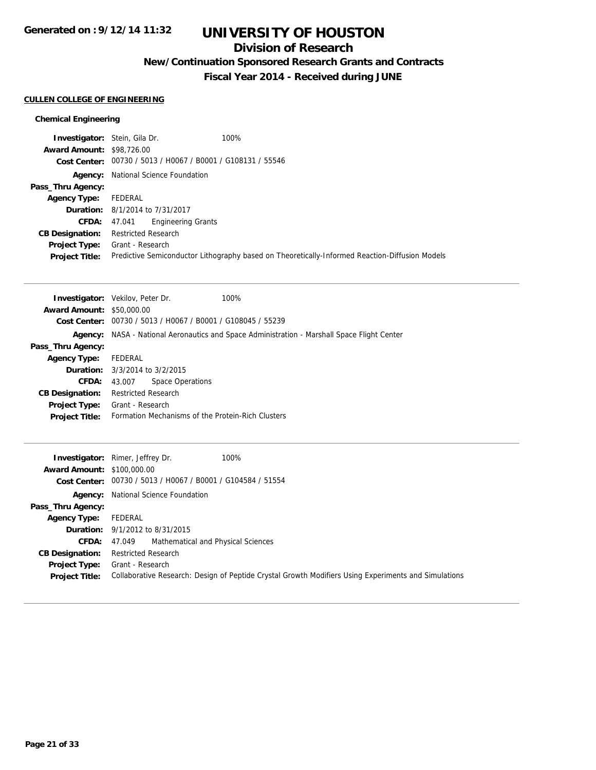# UNIVERSITY OF HOUSTON

## Division of Research

### New/Continuation Sponsored Research Grants and Contracts

### Fiscal Year 2014 - Received during JUNE

Generated on : 9/12/14 11:32

**CULLEN COLLEGE OF ENGINEERING**

**Chemical Engineering**

**Investigator:** Stein, Gila Dr. 100%
**Award Amount:** $98,726.00
**Cost Center:** 00730 / 5013 / H0067 / B0001 / G108131 / 55546
**Agency:** National Science Foundation
**Pass_Thru Agency:**
**Agency Type:** FEDERAL
**Duration:** 8/1/2014 to 7/31/2017
**CFDA:** 47.041 Engineering Grants
**CB Designation:** Restricted Research
**Project Type:** Grant - Research
**Project Title:** Predictive Semiconductor Lithography based on Theoretically-Informed Reaction-Diffusion Models

---

**Investigator:** Vekilov, Peter Dr. 100%
**Award Amount:** $50,000.00
**Cost Center:** 00730 / 5013 / H0067 / B0001 / G108045 / 55239
**Agency:** NASA - National Aeronautics and Space Administration - Marshall Space Flight Center
**Pass_Thru Agency:**
**Agency Type:** FEDERAL
**Duration:** 3/3/2014 to 3/2/2015
**CFDA:** 43.007 Space Operations
**CB Designation:** Restricted Research
**Project Type:** Grant - Research
**Project Title:** Formation Mechanisms of the Protein-Rich Clusters

---

**Investigator:** Rimer, Jeffrey Dr. 100%
**Award Amount:** $100,000.00
**Cost Center:** 00730 / 5013 / H0067 / B0001 / G104584 / 51554
**Agency:** National Science Foundation
**Pass_Thru Agency:**
**Agency Type:** FEDERAL
**Duration:** 9/1/2012 to 8/31/2015
**CFDA:** 47.049 Mathematical and Physical Sciences
**CB Designation:** Restricted Research
**Project Type:** Grant - Research
**Project Title:** Collaborative Research: Design of Peptide Crystal Growth Modifiers Using Experiments and Simulations

---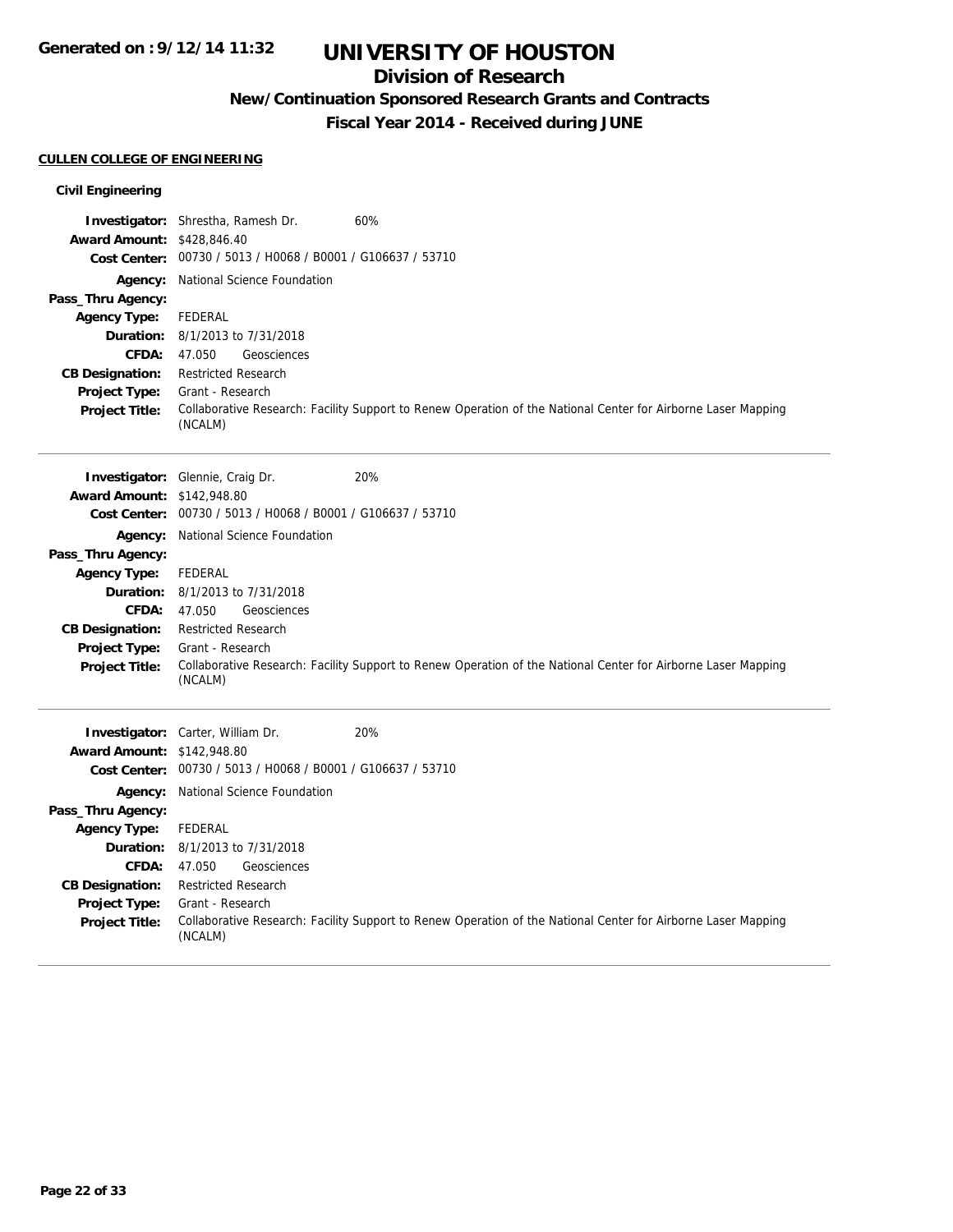# UNIVERSITY OF HOUSTON

## Division of Research

### New/Continuation Sponsored Research Grants and Contracts

### Fiscal Year 2014 - Received during JUNE

**CULLEN COLLEGE OF ENGINEERING**

**Civil Engineering**

**Investigator:** Shrestha, Ramesh Dr. 60%
**Award Amount:** $428,846.40
**Cost Center:** 00730 / 5013 / H0068 / B0001 / G106637 / 53710
**Agency:** National Science Foundation
**Pass_Thru Agency:**
**Agency Type:** FEDERAL
**Duration:** 8/1/2013 to 7/31/2018
**CFDA:** 47.050 Geosciences
**CB Designation:** Restricted Research
**Project Type:** Grant - Research
**Project Title:** Collaborative Research: Facility Support to Renew Operation of the National Center for Airborne Laser Mapping (NCALM)

---

**Investigator:** Glennie, Craig Dr. 20%
**Award Amount:** $142,948.80
**Cost Center:** 00730 / 5013 / H0068 / B0001 / G106637 / 53710
**Agency:** National Science Foundation
**Pass_Thru Agency:**
**Agency Type:** FEDERAL
**Duration:** 8/1/2013 to 7/31/2018
**CFDA:** 47.050 Geosciences
**CB Designation:** Restricted Research
**Project Type:** Grant - Research
**Project Title:** Collaborative Research: Facility Support to Renew Operation of the National Center for Airborne Laser Mapping (NCALM)

---

**Investigator:** Carter, William Dr. 20%
**Award Amount:** $142,948.80
**Cost Center:** 00730 / 5013 / H0068 / B0001 / G106637 / 53710
**Agency:** National Science Foundation
**Pass_Thru Agency:**
**Agency Type:** FEDERAL
**Duration:** 8/1/2013 to 7/31/2018
**CFDA:** 47.050 Geosciences
**CB Designation:** Restricted Research
**Project Type:** Grant - Research
**Project Title:** Collaborative Research: Facility Support to Renew Operation of the National Center for Airborne Laser Mapping (NCALM)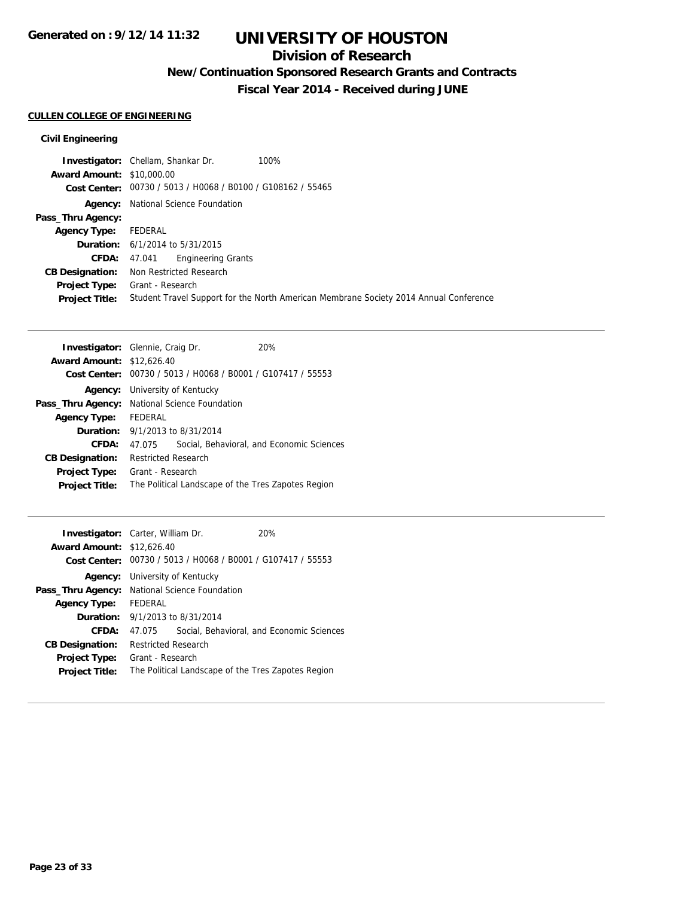# UNIVERSITY OF HOUSTON

## Division of Research

### New/Continuation Sponsored Research Grants and Contracts

### Fiscal Year 2014 - Received during JUNE

**CULLEN COLLEGE OF ENGINEERING**

**Civil Engineering**

**Investigator:** Chellam, Shankar Dr. 100%
**Award Amount:** $10,000.00
**Cost Center:** 00730 / 5013 / H0068 / B0100 / G108162 / 55465
**Agency:** National Science Foundation
**Pass_Thru Agency:**
**Agency Type:** FEDERAL
**Duration:** 6/1/2014 to 5/31/2015
**CFDA:** 47.041 Engineering Grants
**CB Designation:** Non Restricted Research
**Project Type:** Grant - Research
**Project Title:** Student Travel Support for the North American Membrane Society 2014 Annual Conference

---

**Investigator:** Glennie, Craig Dr. 20%
**Award Amount:** $12,626.40
**Cost Center:** 00730 / 5013 / H0068 / B0001 / G107417 / 55553
**Agency:** University of Kentucky
**Pass_Thru Agency:** National Science Foundation
**Agency Type:** FEDERAL
**Duration:** 9/1/2013 to 8/31/2014
**CFDA:** 47.075 Social, Behavioral, and Economic Sciences
**CB Designation:** Restricted Research
**Project Type:** Grant - Research
**Project Title:** The Political Landscape of the Tres Zapotes Region

---

**Investigator:** Carter, William Dr. 20%
**Award Amount:** $12,626.40
**Cost Center:** 00730 / 5013 / H0068 / B0001 / G107417 / 55553
**Agency:** University of Kentucky
**Pass_Thru Agency:** National Science Foundation
**Agency Type:** FEDERAL
**Duration:** 9/1/2013 to 8/31/2014
**CFDA:** 47.075 Social, Behavioral, and Economic Sciences
**CB Designation:** Restricted Research
**Project Type:** Grant - Research
**Project Title:** The Political Landscape of the Tres Zapotes Region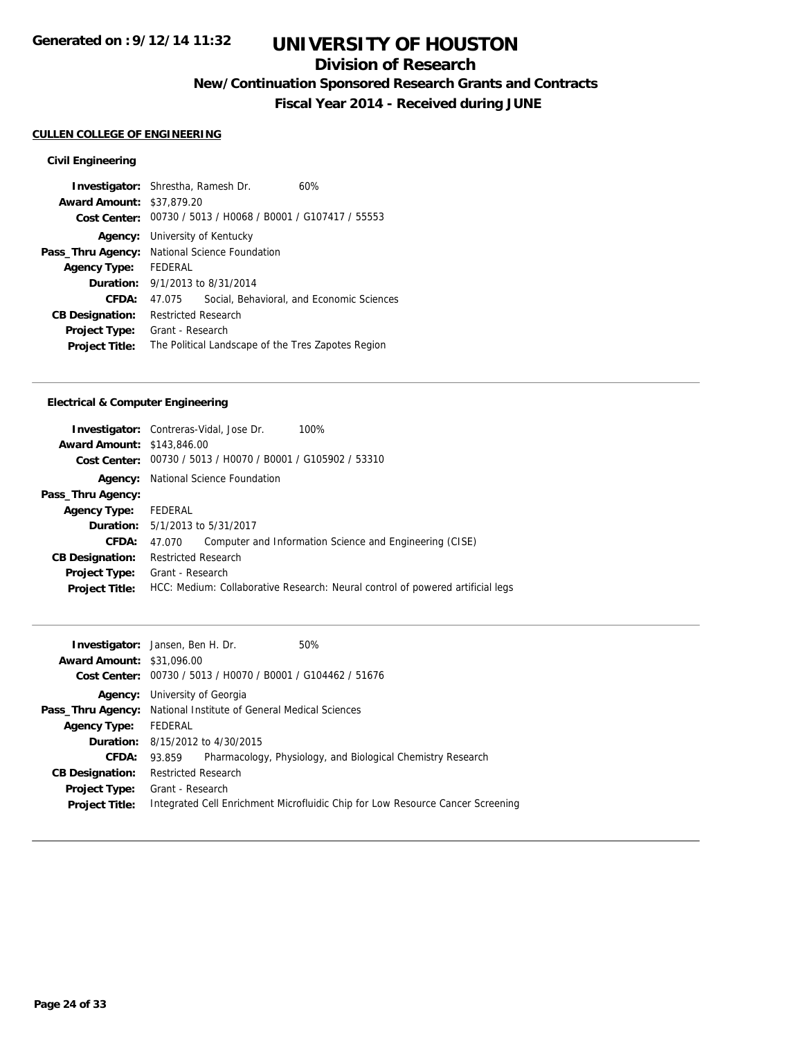# UNIVERSITY OF HOUSTON

## Division of Research

### New/Continuation Sponsored Research Grants and Contracts

### Fiscal Year 2014 - Received during JUNE

**CULLEN COLLEGE OF ENGINEERING**

**Civil Engineering**

**Investigator:** Shrestha, Ramesh Dr. 60%
**Award Amount:** $37,879.20
**Cost Center:** 00730 / 5013 / H0068 / B0001 / G107417 / 55553
**Agency:** University of Kentucky
**Pass_Thru Agency:** National Science Foundation
**Agency Type:** FEDERAL
**Duration:** 9/1/2013 to 8/31/2014
**CFDA:** 47.075 Social, Behavioral, and Economic Sciences
**CB Designation:** Restricted Research
**Project Type:** Grant - Research
**Project Title:** The Political Landscape of the Tres Zapotes Region

---

**Electrical & Computer Engineering**

**Investigator:** Contreras-Vidal, Jose Dr. 100%
**Award Amount:** $143,846.00
**Cost Center:** 00730 / 5013 / H0070 / B0001 / G105902 / 53310
**Agency:** National Science Foundation
**Pass_Thru Agency:**
**Agency Type:** FEDERAL
**Duration:** 5/1/2013 to 5/31/2017
**CFDA:** 47.070 Computer and Information Science and Engineering (CISE)
**CB Designation:** Restricted Research
**Project Type:** Grant - Research
**Project Title:** HCC: Medium: Collaborative Research: Neural control of powered artificial legs

---

**Investigator:** Jansen, Ben H. Dr. 50%
**Award Amount:** $31,096.00
**Cost Center:** 00730 / 5013 / H0070 / B0001 / G104462 / 51676
**Agency:** University of Georgia
**Pass_Thru Agency:** National Institute of General Medical Sciences
**Agency Type:** FEDERAL
**Duration:** 8/15/2012 to 4/30/2015
**CFDA:** 93.859 Pharmacology, Physiology, and Biological Chemistry Research
**CB Designation:** Restricted Research
**Project Type:** Grant - Research
**Project Title:** Integrated Cell Enrichment Microfluidic Chip for Low Resource Cancer Screening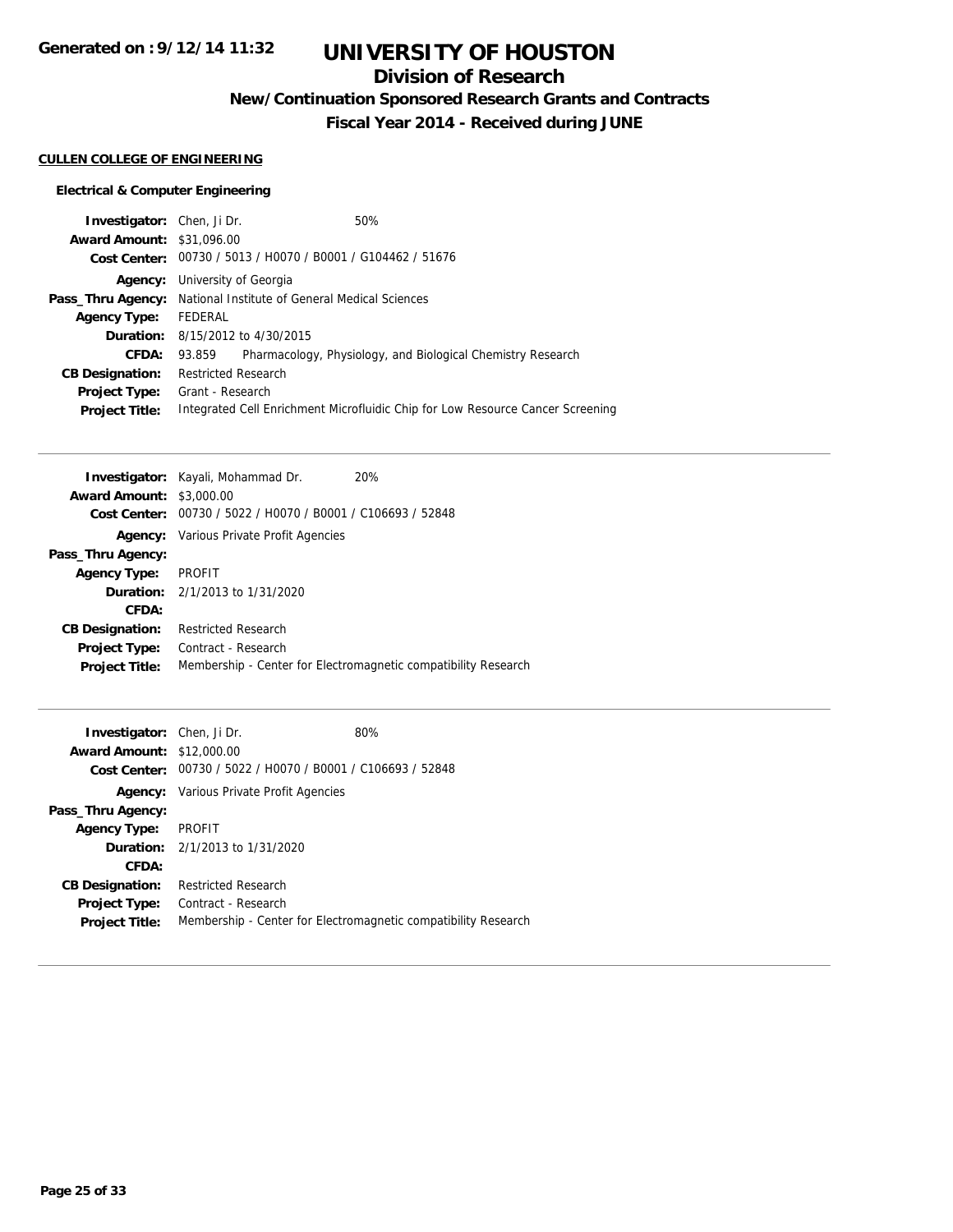# UNIVERSITY OF HOUSTON

## Division of Research

### New/Continuation Sponsored Research Grants and Contracts

### Fiscal Year 2014 - Received during JUNE

**CULLEN COLLEGE OF ENGINEERING**

**Electrical & Computer Engineering**

**Investigator:** Chen, Ji Dr. 50%
**Award Amount:** $31,096.00
**Cost Center:** 00730 / 5013 / H0070 / B0001 / G104462 / 51676
**Agency:** University of Georgia
**Pass_Thru Agency:** National Institute of General Medical Sciences
**Agency Type:** FEDERAL
**Duration:** 8/15/2012 to 4/30/2015
**CFDA:** 93.859 Pharmacology, Physiology, and Biological Chemistry Research
**CB Designation:** Restricted Research
**Project Type:** Grant - Research
**Project Title:** Integrated Cell Enrichment Microfluidic Chip for Low Resource Cancer Screening

---

**Investigator:** Kayali, Mohammad Dr. 20%
**Award Amount:** $3,000.00
**Cost Center:** 00730 / 5022 / H0070 / B0001 / C106693 / 52848
**Agency:** Various Private Profit Agencies
**Pass_Thru Agency:**
**Agency Type:** PROFIT
**Duration:** 2/1/2013 to 1/31/2020
**CFDA:**
**CB Designation:** Restricted Research
**Project Type:** Contract - Research
**Project Title:** Membership - Center for Electromagnetic compatibility Research

---

**Investigator:** Chen, Ji Dr. 80%
**Award Amount:** $12,000.00
**Cost Center:** 00730 / 5022 / H0070 / B0001 / C106693 / 52848
**Agency:** Various Private Profit Agencies
**Pass_Thru Agency:**
**Agency Type:** PROFIT
**Duration:** 2/1/2013 to 1/31/2020
**CFDA:**
**CB Designation:** Restricted Research
**Project Type:** Contract - Research
**Project Title:** Membership - Center for Electromagnetic compatibility Research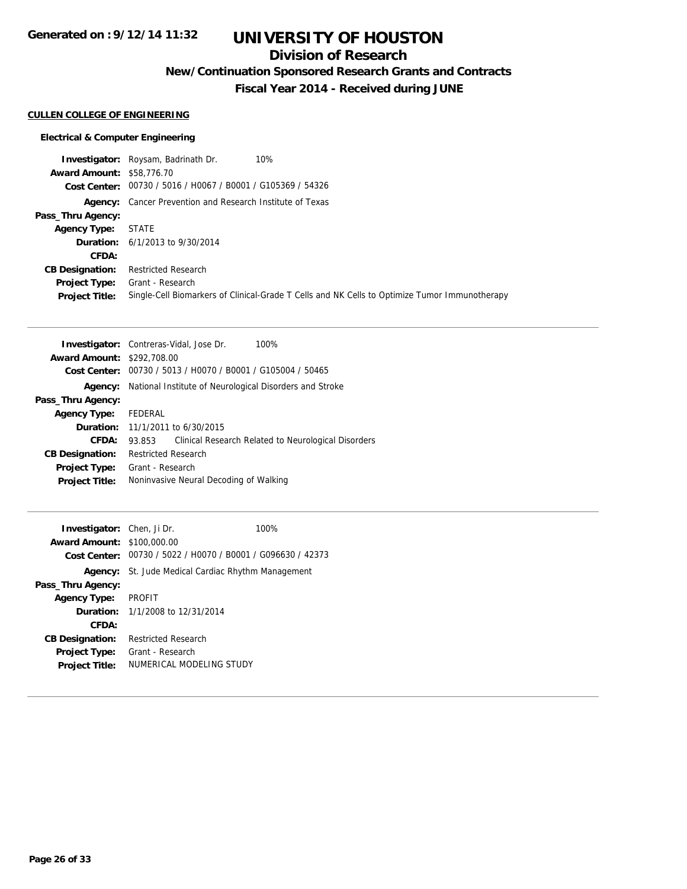# UNIVERSITY OF HOUSTON

## Division of Research

### New/Continuation Sponsored Research Grants and Contracts

### Fiscal Year 2014 - Received during JUNE

**CULLEN COLLEGE OF ENGINEERING**

**Electrical & Computer Engineering**

**Investigator:** Roysam, Badrinath Dr. 10%
**Award Amount:** $58,776.70
**Cost Center:** 00730 / 5016 / H0067 / B0001 / G105369 / 54326
**Agency:** Cancer Prevention and Research Institute of Texas
**Pass_Thru Agency:**
**Agency Type:** STATE
**Duration:** 6/1/2013 to 9/30/2014
**CFDA:**
**CB Designation:** Restricted Research
**Project Type:** Grant - Research
**Project Title:** Single-Cell Biomarkers of Clinical-Grade T Cells and NK Cells to Optimize Tumor Immunotherapy

---

**Investigator:** Contreras-Vidal, Jose Dr. 100%
**Award Amount:** $292,708.00
**Cost Center:** 00730 / 5013 / H0070 / B0001 / G105004 / 50465
**Agency:** National Institute of Neurological Disorders and Stroke
**Pass_Thru Agency:**
**Agency Type:** FEDERAL
**Duration:** 11/1/2011 to 6/30/2015
**CFDA:** 93.853 Clinical Research Related to Neurological Disorders
**CB Designation:** Restricted Research
**Project Type:** Grant - Research
**Project Title:** Noninvasive Neural Decoding of Walking

---

**Investigator:** Chen, Ji Dr. 100%
**Award Amount:** $100,000.00
**Cost Center:** 00730 / 5022 / H0070 / B0001 / G096630 / 42373
**Agency:** St. Jude Medical Cardiac Rhythm Management
**Pass_Thru Agency:**
**Agency Type:** PROFIT
**Duration:** 1/1/2008 to 12/31/2014
**CFDA:**
**CB Designation:** Restricted Research
**Project Type:** Grant - Research
**Project Title:** NUMERICAL MODELING STUDY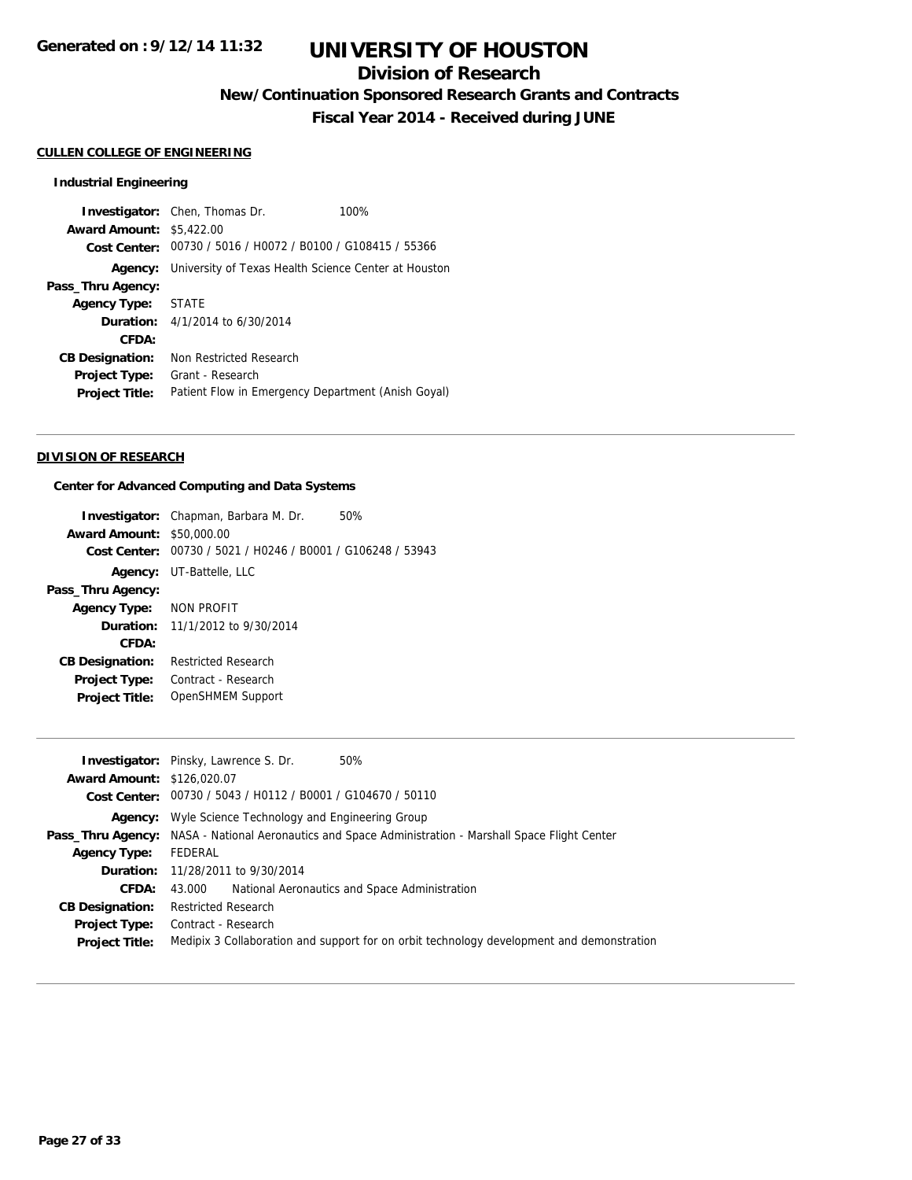# UNIVERSITY OF HOUSTON

## Division of Research

### New/Continuation Sponsored Research Grants and Contracts

### Fiscal Year 2014 - Received during JUNE

Generated on : 9/12/14 11:32

**CULLEN COLLEGE OF ENGINEERING**

**Industrial Engineering**

**Investigator:** Chen, Thomas Dr. 100%
**Award Amount:** $5,422.00
**Cost Center:** 00730 / 5016 / H0072 / B0100 / G108415 / 55366
**Agency:** University of Texas Health Science Center at Houston
**Pass_Thru Agency:**
**Agency Type:** STATE
**Duration:** 4/1/2014 to 6/30/2014
**CFDA:**
**CB Designation:** Non Restricted Research
**Project Type:** Grant - Research
**Project Title:** Patient Flow in Emergency Department (Anish Goyal)

---

**DIVISION OF RESEARCH**

**Center for Advanced Computing and Data Systems**

**Investigator:** Chapman, Barbara M. Dr. 50%
**Award Amount:** $50,000.00
**Cost Center:** 00730 / 5021 / H0246 / B0001 / G106248 / 53943
**Agency:** UT-Battelle, LLC
**Pass_Thru Agency:**
**Agency Type:** NON PROFIT
**Duration:** 11/1/2012 to 9/30/2014
**CFDA:**
**CB Designation:** Restricted Research
**Project Type:** Contract - Research
**Project Title:** OpenSHMEM Support

---

**Investigator:** Pinsky, Lawrence S. Dr. 50%
**Award Amount:** $126,020.07
**Cost Center:** 00730 / 5043 / H0112 / B0001 / G104670 / 50110
**Agency:** Wyle Science Technology and Engineering Group
**Pass_Thru Agency:** NASA - National Aeronautics and Space Administration - Marshall Space Flight Center
**Agency Type:** FEDERAL
**Duration:** 11/28/2011 to 9/30/2014
**CFDA:** 43.000 National Aeronautics and Space Administration
**CB Designation:** Restricted Research
**Project Type:** Contract - Research
**Project Title:** Medipix 3 Collaboration and support for on orbit technology development and demonstration

---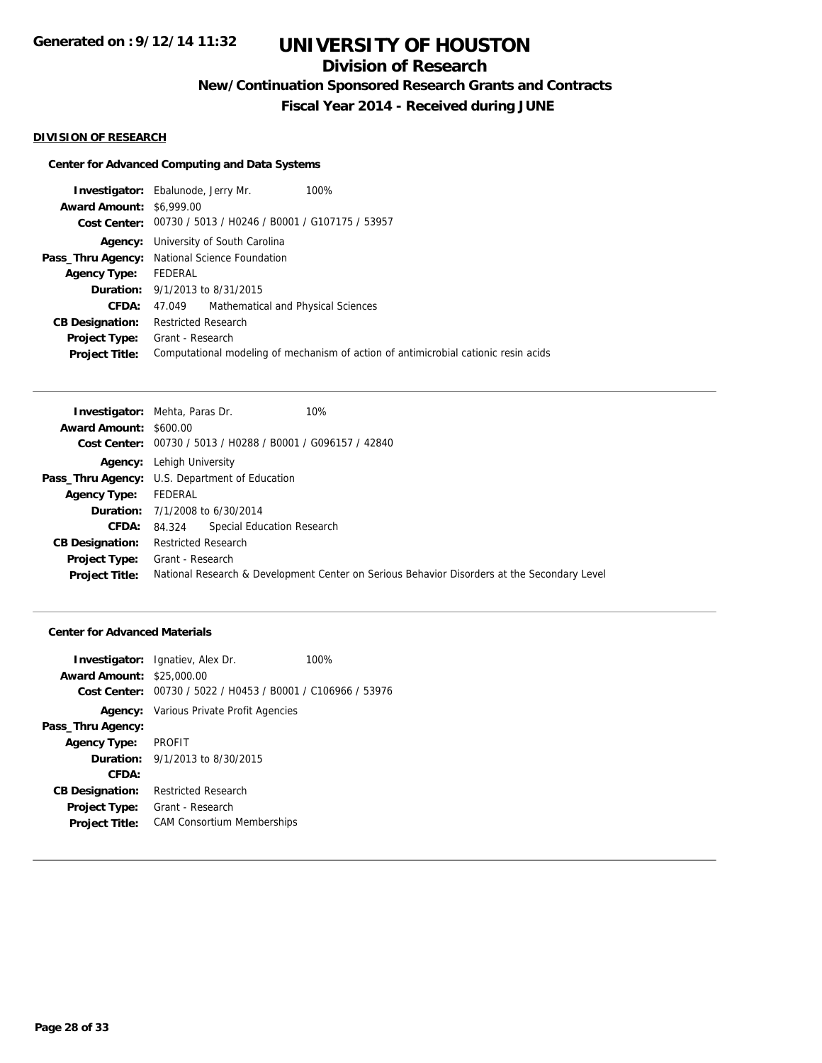# UNIVERSITY OF HOUSTON

## Division of Research

### New/Continuation Sponsored Research Grants and Contracts

### Fiscal Year 2014 - Received during JUNE

**DIVISION OF RESEARCH**

**Center for Advanced Computing and Data Systems**

**Investigator:** Ebalunode, Jerry Mr. 100%
**Award Amount:** $6,999.00
**Cost Center:** 00730 / 5013 / H0246 / B0001 / G107175 / 53957
**Agency:** University of South Carolina
**Pass_Thru Agency:** National Science Foundation
**Agency Type:** FEDERAL
**Duration:** 9/1/2013 to 8/31/2015
**CFDA:** 47.049 Mathematical and Physical Sciences
**CB Designation:** Restricted Research
**Project Type:** Grant - Research
**Project Title:** Computational modeling of mechanism of action of antimicrobial cationic resin acids

---

**Investigator:** Mehta, Paras Dr. 10%
**Award Amount:** $600.00
**Cost Center:** 00730 / 5013 / H0288 / B0001 / G096157 / 42840
**Agency:** Lehigh University
**Pass_Thru Agency:** U.S. Department of Education
**Agency Type:** FEDERAL
**Duration:** 7/1/2008 to 6/30/2014
**CFDA:** 84.324 Special Education Research
**CB Designation:** Restricted Research
**Project Type:** Grant - Research
**Project Title:** National Research & Development Center on Serious Behavior Disorders at the Secondary Level

---

**Center for Advanced Materials**

**Investigator:** Ignatiev, Alex Dr. 100%
**Award Amount:** $25,000.00
**Cost Center:** 00730 / 5022 / H0453 / B0001 / C106966 / 53976
**Agency:** Various Private Profit Agencies
**Pass_Thru Agency:**
**Agency Type:** PROFIT
**Duration:** 9/1/2013 to 8/30/2015
**CFDA:**
**CB Designation:** Restricted Research
**Project Type:** Grant - Research
**Project Title:** CAM Consortium Memberships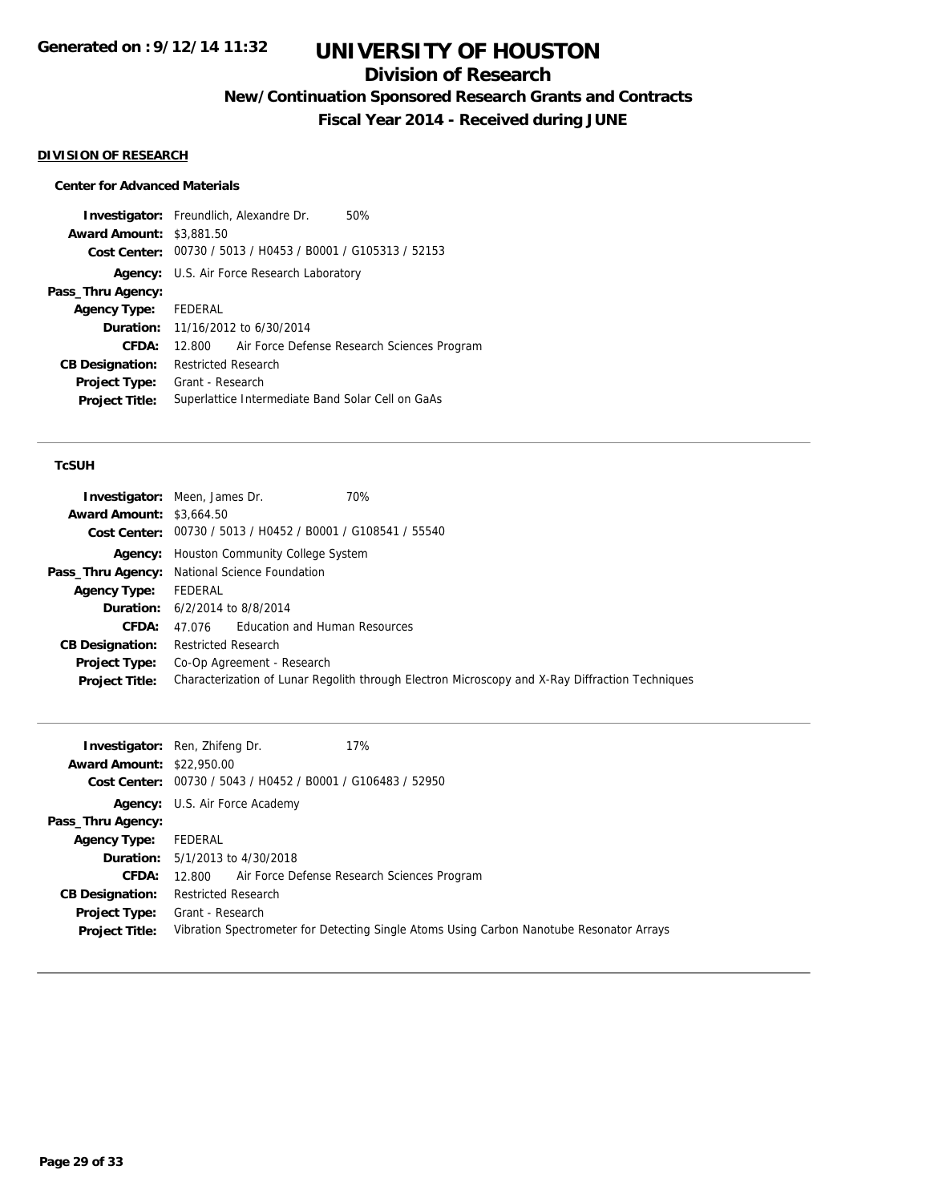# UNIVERSITY OF HOUSTON

## Division of Research

### New/Continuation Sponsored Research Grants and Contracts

### Fiscal Year 2014 - Received during JUNE

**DIVISION OF RESEARCH**

**Center for Advanced Materials**

| | |
|---|---|
| **Investigator:** | Freundlich, Alexandre Dr. 50% |
| **Award Amount:** | $3,881.50 |
| **Cost Center:** | 00730 / 5013 / H0453 / B0001 / G105313 / 52153 |
| **Agency:** | U.S. Air Force Research Laboratory |
| **Pass_Thru Agency:** | |
| **Agency Type:** | FEDERAL |
| **Duration:** | 11/16/2012 to 6/30/2014 |
| **CFDA:** | 12.800 Air Force Defense Research Sciences Program |
| **CB Designation:** | Restricted Research |
| **Project Type:** | Grant - Research |
| **Project Title:** | Superlattice Intermediate Band Solar Cell on GaAs |

---

**TcSUH**

| | |
|---|---|
| **Investigator:** | Meen, James Dr. 70% |
| **Award Amount:** | $3,664.50 |
| **Cost Center:** | 00730 / 5013 / H0452 / B0001 / G108541 / 55540 |
| **Agency:** | Houston Community College System |
| **Pass_Thru Agency:** | National Science Foundation |
| **Agency Type:** | FEDERAL |
| **Duration:** | 6/2/2014 to 8/8/2014 |
| **CFDA:** | 47.076 Education and Human Resources |
| **CB Designation:** | Restricted Research |
| **Project Type:** | Co-Op Agreement - Research |
| **Project Title:** | Characterization of Lunar Regolith through Electron Microscopy and X-Ray Diffraction Techniques |

---

| | |
|---|---|
| **Investigator:** | Ren, Zhifeng Dr. 17% |
| **Award Amount:** | $22,950.00 |
| **Cost Center:** | 00730 / 5043 / H0452 / B0001 / G106483 / 52950 |
| **Agency:** | U.S. Air Force Academy |
| **Pass_Thru Agency:** | |
| **Agency Type:** | FEDERAL |
| **Duration:** | 5/1/2013 to 4/30/2018 |
| **CFDA:** | 12.800 Air Force Defense Research Sciences Program |
| **CB Designation:** | Restricted Research |
| **Project Type:** | Grant - Research |
| **Project Title:** | Vibration Spectrometer for Detecting Single Atoms Using Carbon Nanotube Resonator Arrays |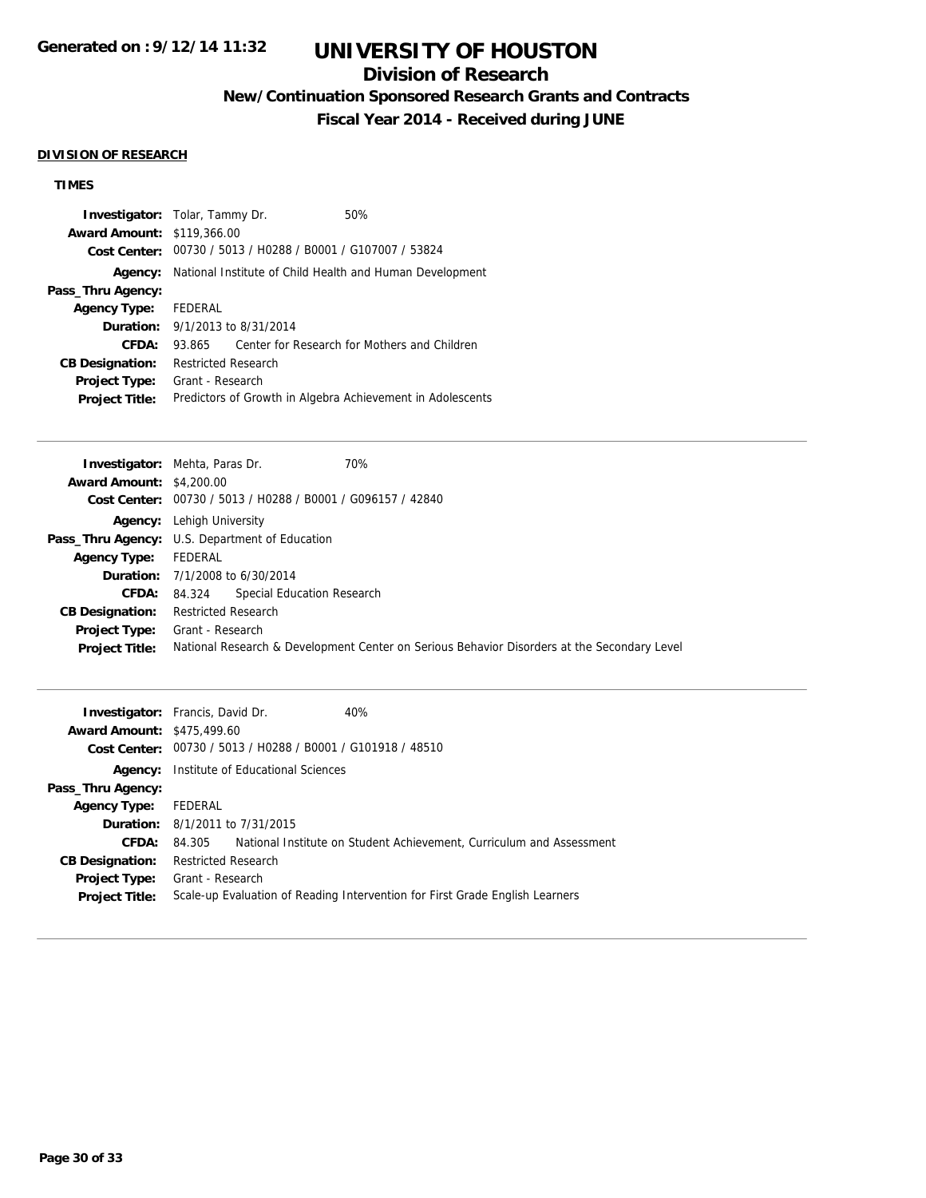# UNIVERSITY OF HOUSTON

## Division of Research

### New/Continuation Sponsored Research Grants and Contracts

### Fiscal Year 2014 - Received during JUNE

**DIVISION OF RESEARCH**

**TIMES**

**Investigator:** Tolar, Tammy Dr. 50%
**Award Amount:** $119,366.00
**Cost Center:** 00730 / 5013 / H0288 / B0001 / G107007 / 53824
**Agency:** National Institute of Child Health and Human Development
**Pass_Thru Agency:**
**Agency Type:** FEDERAL
**Duration:** 9/1/2013 to 8/31/2014
**CFDA:** 93.865 Center for Research for Mothers and Children
**CB Designation:** Restricted Research
**Project Type:** Grant - Research
**Project Title:** Predictors of Growth in Algebra Achievement in Adolescents

---

**Investigator:** Mehta, Paras Dr. 70%
**Award Amount:** $4,200.00
**Cost Center:** 00730 / 5013 / H0288 / B0001 / G096157 / 42840
**Agency:** Lehigh University
**Pass_Thru Agency:** U.S. Department of Education
**Agency Type:** FEDERAL
**Duration:** 7/1/2008 to 6/30/2014
**CFDA:** 84.324 Special Education Research
**CB Designation:** Restricted Research
**Project Type:** Grant - Research
**Project Title:** National Research & Development Center on Serious Behavior Disorders at the Secondary Level

---

**Investigator:** Francis, David Dr. 40%
**Award Amount:** $475,499.60
**Cost Center:** 00730 / 5013 / H0288 / B0001 / G101918 / 48510
**Agency:** Institute of Educational Sciences
**Pass_Thru Agency:**
**Agency Type:** FEDERAL
**Duration:** 8/1/2011 to 7/31/2015
**CFDA:** 84.305 National Institute on Student Achievement, Curriculum and Assessment
**CB Designation:** Restricted Research
**Project Type:** Grant - Research
**Project Title:** Scale-up Evaluation of Reading Intervention for First Grade English Learners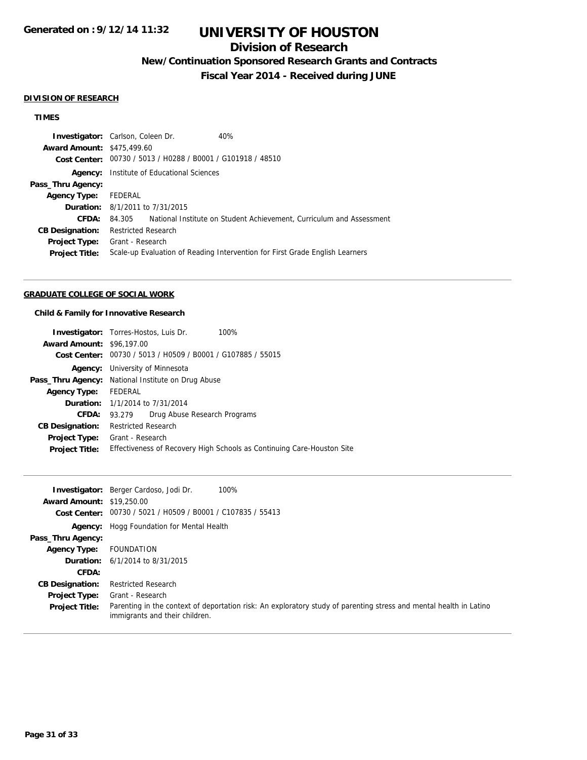# UNIVERSITY OF HOUSTON

## Division of Research

### New/Continuation Sponsored Research Grants and Contracts

### Fiscal Year 2014 - Received during JUNE

Generated on : 9/12/14 11:32

#### DIVISION OF RESEARCH

**TIMES**

**Investigator:** Carlson, Coleen Dr. 40%
**Award Amount:** $475,499.60
**Cost Center:** 00730 / 5013 / H0288 / B0001 / G101918 / 48510
**Agency:** Institute of Educational Sciences
**Pass_Thru Agency:**
**Agency Type:** FEDERAL
**Duration:** 8/1/2011 to 7/31/2015
**CFDA:** 84.305 National Institute on Student Achievement, Curriculum and Assessment
**CB Designation:** Restricted Research
**Project Type:** Grant - Research
**Project Title:** Scale-up Evaluation of Reading Intervention for First Grade English Learners

---

#### GRADUATE COLLEGE OF SOCIAL WORK

**Child & Family for Innovative Research**

**Investigator:** Torres-Hostos, Luis Dr. 100%
**Award Amount:** $96,197.00
**Cost Center:** 00730 / 5013 / H0509 / B0001 / G107885 / 55015
**Agency:** University of Minnesota
**Pass_Thru Agency:** National Institute on Drug Abuse
**Agency Type:** FEDERAL
**Duration:** 1/1/2014 to 7/31/2014
**CFDA:** 93.279 Drug Abuse Research Programs
**CB Designation:** Restricted Research
**Project Type:** Grant - Research
**Project Title:** Effectiveness of Recovery High Schools as Continuing Care-Houston Site

---

**Investigator:** Berger Cardoso, Jodi Dr. 100%
**Award Amount:** $19,250.00
**Cost Center:** 00730 / 5021 / H0509 / B0001 / C107835 / 55413
**Agency:** Hogg Foundation for Mental Health
**Pass_Thru Agency:**
**Agency Type:** FOUNDATION
**Duration:** 6/1/2014 to 8/31/2015
**CFDA:**
**CB Designation:** Restricted Research
**Project Type:** Grant - Research
**Project Title:** Parenting in the context of deportation risk: An exploratory study of parenting stress and mental health in Latino immigrants and their children.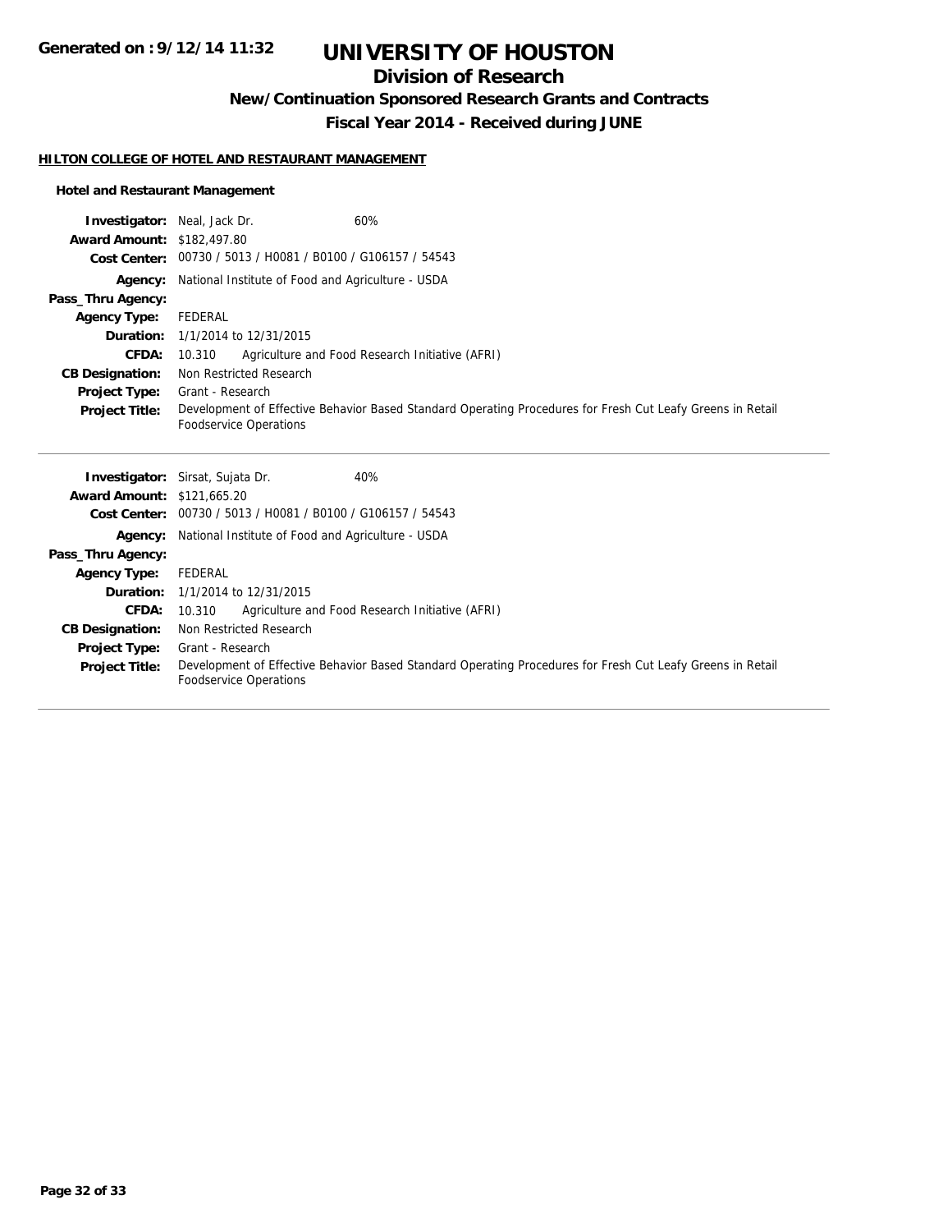# UNIVERSITY OF HOUSTON

## Division of Research

### New/Continuation Sponsored Research Grants and Contracts

### Fiscal Year 2014 - Received during JUNE

**HILTON COLLEGE OF HOTEL AND RESTAURANT MANAGEMENT**

**Hotel and Restaurant Management**

**Investigator:** Neal, Jack Dr. 60%
**Award Amount:** $182,497.80
**Cost Center:** 00730 / 5013 / H0081 / B0100 / G106157 / 54543
**Agency:** National Institute of Food and Agriculture - USDA
**Pass_Thru Agency:**
**Agency Type:** FEDERAL
**Duration:** 1/1/2014 to 12/31/2015
**CFDA:** 10.310 Agriculture and Food Research Initiative (AFRI)
**CB Designation:** Non Restricted Research
**Project Type:** Grant - Research
**Project Title:** Development of Effective Behavior Based Standard Operating Procedures for Fresh Cut Leafy Greens in Retail Foodservice Operations

---

**Investigator:** Sirsat, Sujata Dr. 40%
**Award Amount:** $121,665.20
**Cost Center:** 00730 / 5013 / H0081 / B0100 / G106157 / 54543
**Agency:** National Institute of Food and Agriculture - USDA
**Pass_Thru Agency:**
**Agency Type:** FEDERAL
**Duration:** 1/1/2014 to 12/31/2015
**CFDA:** 10.310 Agriculture and Food Research Initiative (AFRI)
**CB Designation:** Non Restricted Research
**Project Type:** Grant - Research
**Project Title:** Development of Effective Behavior Based Standard Operating Procedures for Fresh Cut Leafy Greens in Retail Foodservice Operations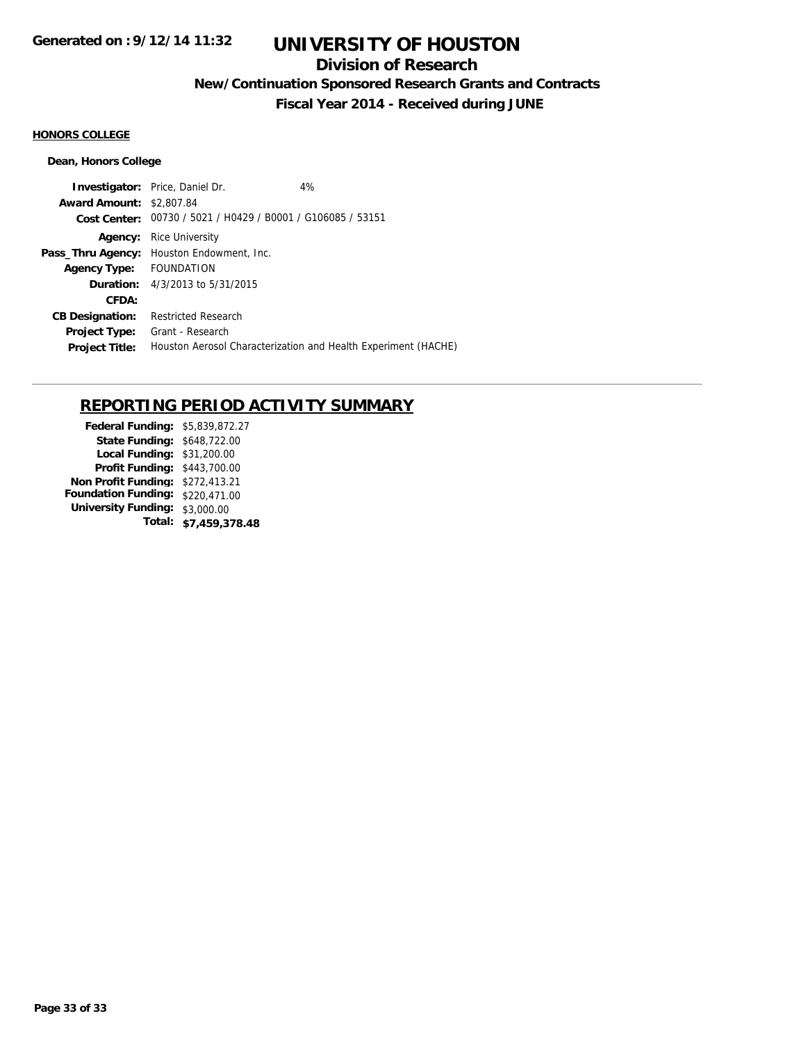# UNIVERSITY OF HOUSTON

## Division of Research

### New/Continuation Sponsored Research Grants and Contracts

### Fiscal Year 2014 - Received during JUNE

Generated on : 9/12/14 11:32

**HONORS COLLEGE**

**Dean, Honors College**

| | |
|---|---|
| **Investigator:** | Price, Daniel Dr. 4% |
| **Award Amount:** | $2,807.84 |
| **Cost Center:** | 00730 / 5021 / H0429 / B0001 / G106085 / 53151 |
| **Agency:** | Rice University |
| **Pass_Thru Agency:** | Houston Endowment, Inc. |
| **Agency Type:** | FOUNDATION |
| **Duration:** | 4/3/2013 to 5/31/2015 |
| **CFDA:** | |
| **CB Designation:** | Restricted Research |
| **Project Type:** | Grant - Research |
| **Project Title:** | Houston Aerosol Characterization and Health Experiment (HACHE) |

## REPORTING PERIOD ACTIVITY SUMMARY

| | |
|---|---|
| **Federal Funding:** | $5,839,872.27 |
| **State Funding:** | $648,722.00 |
| **Local Funding:** | $31,200.00 |
| **Profit Funding:** | $443,700.00 |
| **Non Profit Funding:** | $272,413.21 |
| **Foundation Funding:** | $220,471.00 |
| **University Funding:** | $3,000.00 |
| **Total:** | **$7,459,378.48** |